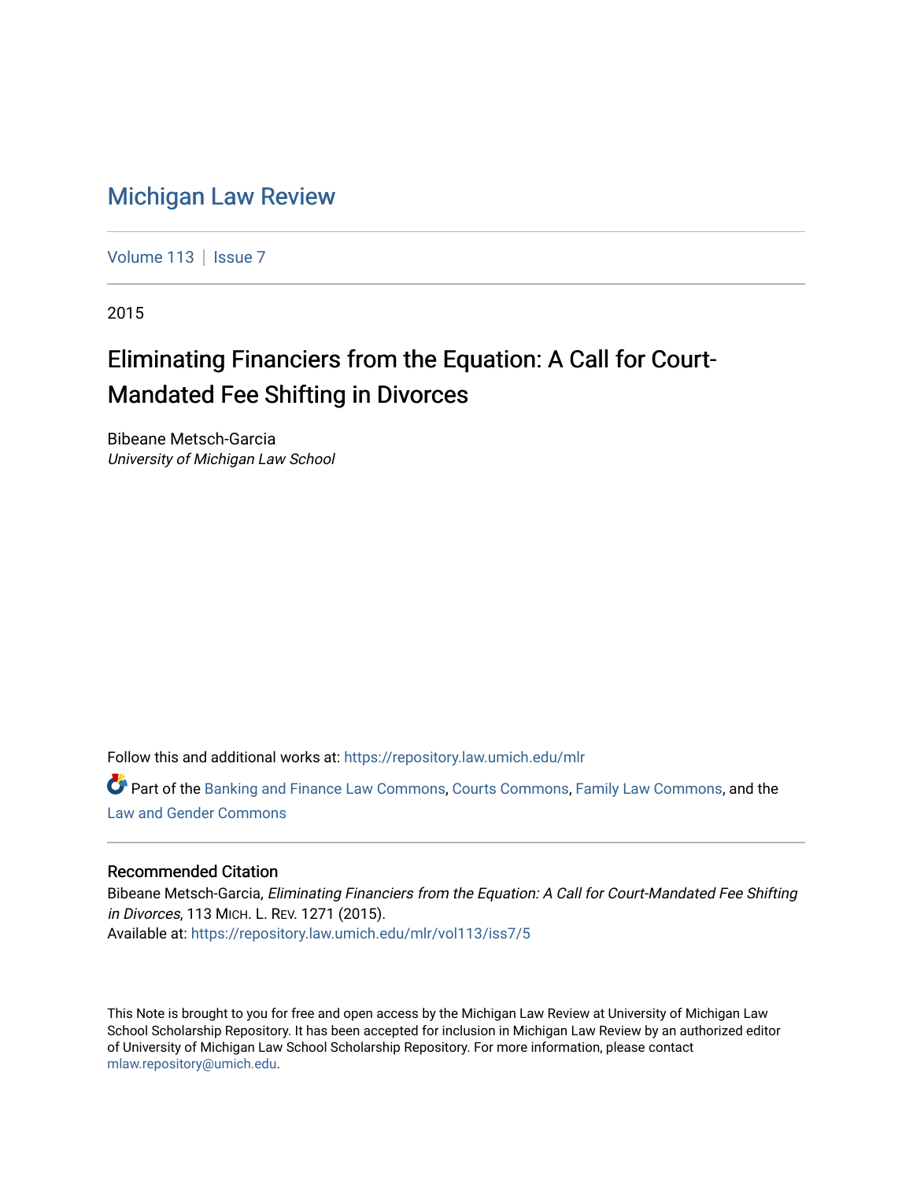# Michigan Law Review

Volume 113 | Issue 7

2015

## Eliminating Financiers from the Equation: A Call for Court-Mandated Fee Shifting in Divorces

Bibeane Metsch-Garcia
*University of Michigan Law School*

Follow this and additional works at: https://repository.law.umich.edu/mlr

Part of the Banking and Finance Law Commons, Courts Commons, Family Law Commons, and the Law and Gender Commons

### Recommended Citation

Bibeane Metsch-Garcia, *Eliminating Financiers from the Equation: A Call for Court-Mandated Fee Shifting in Divorces*, 113 MICH. L. REV. 1271 (2015).
Available at: https://repository.law.umich.edu/mlr/vol113/iss7/5

This Note is brought to you for free and open access by the Michigan Law Review at University of Michigan Law School Scholarship Repository. It has been accepted for inclusion in Michigan Law Review by an authorized editor of University of Michigan Law School Scholarship Repository. For more information, please contact mlaw.repository@umich.edu.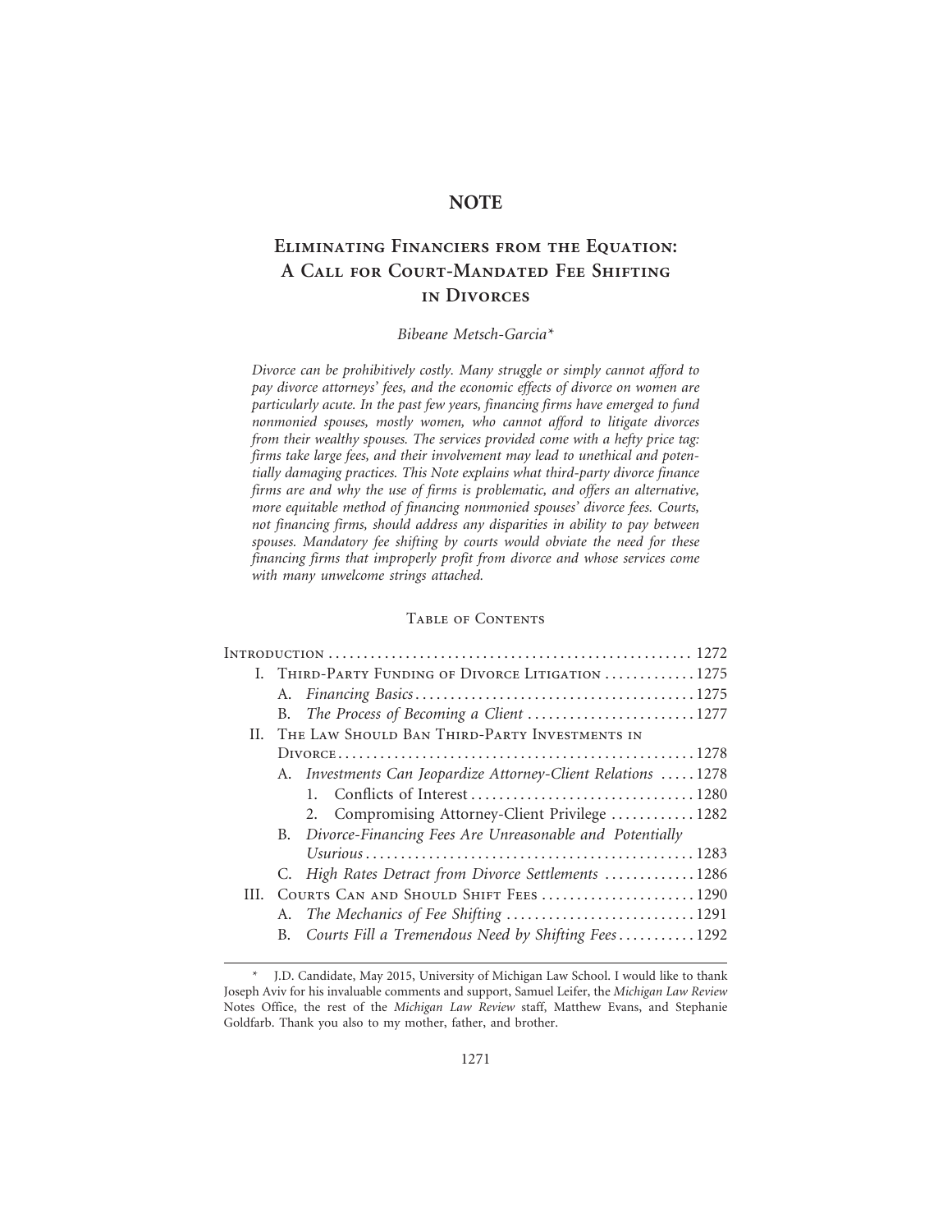## NOTE

# Eliminating Financiers from the Equation: A Call for Court-Mandated Fee Shifting in Divorces

*Bibeane Metsch-Garcia\**

*Divorce can be prohibitively costly. Many struggle or simply cannot afford to pay divorce attorneys' fees, and the economic effects of divorce on women are particularly acute. In the past few years, financing firms have emerged to fund nonmonied spouses, mostly women, who cannot afford to litigate divorces from their wealthy spouses. The services provided come with a hefty price tag: firms take large fees, and their involvement may lead to unethical and potentially damaging practices. This Note explains what third-party divorce finance firms are and why the use of firms is problematic, and offers an alternative, more equitable method of financing nonmonied spouses' divorce fees. Courts, not financing firms, should address any disparities in ability to pay between spouses. Mandatory fee shifting by courts would obviate the need for these financing firms that improperly profit from divorce and whose services come with many unwelcome strings attached.*

### Table of Contents

Introduction .................................................. 1272

I. Third-Party Funding of Divorce Litigation ............ 1275
- A. *Financing Basics* ........................................ 1275
- B. *The Process of Becoming a Client* ........................ 1277

II. The Law Should Ban Third-Party Investments in Divorce .................................................. 1278
- A. *Investments Can Jeopardize Attorney-Client Relations* ..... 1278
  1. Conflicts of Interest ................................ 1280
  2. Compromising Attorney-Client Privilege ............ 1282
- B. *Divorce-Financing Fees Are Unreasonable and Potentially Usurious* ............................................... 1283
- C. *High Rates Detract from Divorce Settlements* ............ 1286

III. Courts Can and Should Shift Fees ...................... 1290
- A. *The Mechanics of Fee Shifting* ........................... 1291
- B. *Courts Fill a Tremendous Need by Shifting Fees* .......... 1292

---

\* J.D. Candidate, May 2015, University of Michigan Law School. I would like to thank Joseph Aviv for his invaluable comments and support, Samuel Leifer, the *Michigan Law Review* Notes Office, the rest of the *Michigan Law Review* staff, Matthew Evans, and Stephanie Goldfarb. Thank you also to my mother, father, and brother.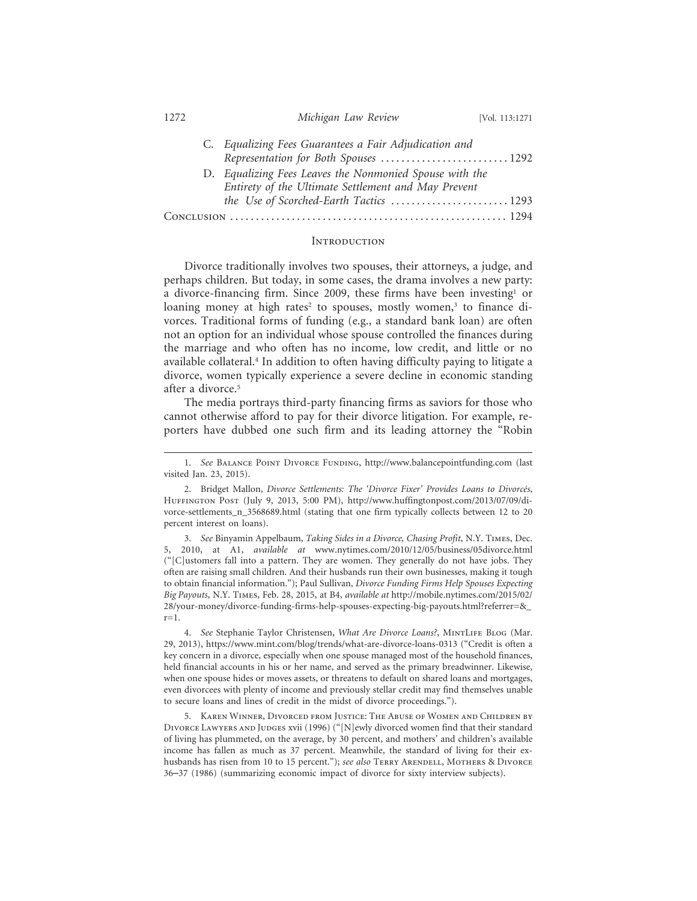C. *Equalizing Fees Guarantees a Fair Adjudication and Representation for Both Spouses* .......................... 1292

D. *Equalizing Fees Leaves the Nonmonied Spouse with the Entirety of the Ultimate Settlement and May Prevent the Use of Scorched-Earth Tactics* ........................ 1293

Conclusion ...................................................... 1294

## Introduction

Divorce traditionally involves two spouses, their attorneys, a judge, and perhaps children. But today, in some cases, the drama involves a new party: a divorce-financing firm. Since 2009, these firms have been investing[1] or loaning money at high rates[2] to spouses, mostly women,[3] to finance divorces. Traditional forms of funding (e.g., a standard bank loan) are often not an option for an individual whose spouse controlled the finances during the marriage and who often has no income, low credit, and little or no available collateral.[4] In addition to often having difficulty paying to litigate a divorce, women typically experience a severe decline in economic standing after a divorce.[5]

The media portrays third-party financing firms as saviors for those who cannot otherwise afford to pay for their divorce litigation. For example, reporters have dubbed one such firm and its leading attorney the "Robin

---

1. *See* Balance Point Divorce Funding, http://www.balancepointfunding.com (last visited Jan. 23, 2015).

2. Bridget Mallon, *Divorce Settlements: The 'Divorce Fixer' Provides Loans to Divorcés*, Huffington Post (July 9, 2013, 5:00 PM), http://www.huffingtonpost.com/2013/07/09/divorce-settlements_n_3568689.html (stating that one firm typically collects between 12 to 20 percent interest on loans).

3. *See* Binyamin Appelbaum, *Taking Sides in a Divorce, Chasing Profit*, N.Y. Times, Dec. 5, 2010, at A1, *available at* www.nytimes.com/2010/12/05/business/05divorce.html ("[C]ustomers fall into a pattern. They are women. They generally do not have jobs. They often are raising small children. And their husbands run their own businesses, making it tough to obtain financial information."); Paul Sullivan, *Divorce Funding Firms Help Spouses Expecting Big Payouts*, N.Y. Times, Feb. 28, 2015, at B4, *available at* http://mobile.nytimes.com/2015/02/28/your-money/divorce-funding-firms-help-spouses-expecting-big-payouts.html?referrer=&_r=1.

4. *See* Stephanie Taylor Christensen, *What Are Divorce Loans?*, MintLife Blog (Mar. 29, 2013), https://www.mint.com/blog/trends/what-are-divorce-loans-0313 ("Credit is often a key concern in a divorce, especially when one spouse managed most of the household finances, held financial accounts in his or her name, and served as the primary breadwinner. Likewise, when one spouse hides or moves assets, or threatens to default on shared loans and mortgages, even divorcees with plenty of income and previously stellar credit may find themselves unable to secure loans and lines of credit in the midst of divorce proceedings.").

5. Karen Winner, Divorced from Justice: The Abuse of Women and Children by Divorce Lawyers and Judges xvii (1996) ("[N]ewly divorced women find that their standard of living has plummeted, on the average, by 30 percent, and mothers' and children's available income has fallen as much as 37 percent. Meanwhile, the standard of living for their ex-husbands has risen from 10 to 15 percent."); *see also* Terry Arendell, Mothers & Divorce 36–37 (1986) (summarizing economic impact of divorce for sixty interview subjects).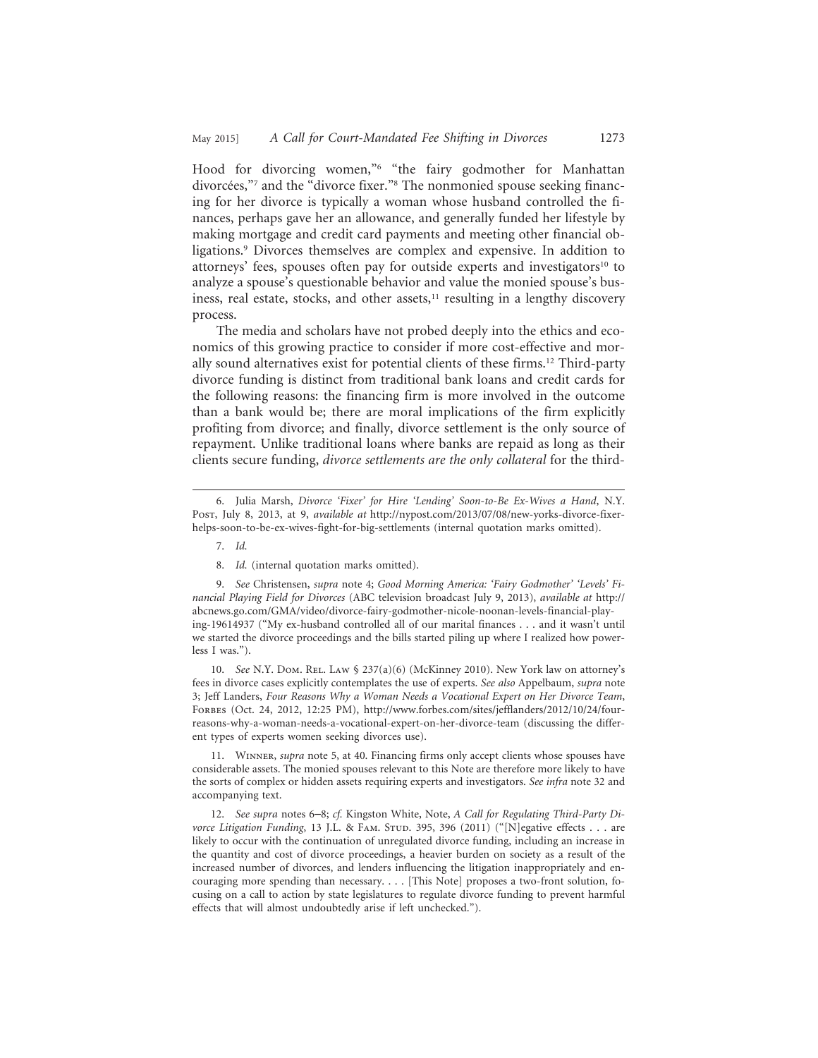Hood for divorcing women,"[6] "the fairy godmother for Manhattan divorcées,"[7] and the "divorce fixer."[8] The nonmonied spouse seeking financing for her divorce is typically a woman whose husband controlled the finances, perhaps gave her an allowance, and generally funded her lifestyle by making mortgage and credit card payments and meeting other financial obligations.[9] Divorces themselves are complex and expensive. In addition to attorneys' fees, spouses often pay for outside experts and investigators[10] to analyze a spouse's questionable behavior and value the monied spouse's business, real estate, stocks, and other assets,[11] resulting in a lengthy discovery process.

The media and scholars have not probed deeply into the ethics and economics of this growing practice to consider if more cost-effective and morally sound alternatives exist for potential clients of these firms.[12] Third-party divorce funding is distinct from traditional bank loans and credit cards for the following reasons: the financing firm is more involved in the outcome than a bank would be; there are moral implications of the firm explicitly profiting from divorce; and finally, divorce settlement is the only source of repayment. Unlike traditional loans where banks are repaid as long as their clients secure funding, *divorce settlements are the only collateral* for the third-

---

6. Julia Marsh, *Divorce 'Fixer' for Hire 'Lending' Soon-to-Be Ex-Wives a Hand*, N.Y. Post, July 8, 2013, at 9, *available at* http://nypost.com/2013/07/08/new-yorks-divorce-fixer-helps-soon-to-be-ex-wives-fight-for-big-settlements (internal quotation marks omitted).

7. *Id.*

8. *Id.* (internal quotation marks omitted).

9. *See* Christensen, *supra* note 4; *Good Morning America: 'Fairy Godmother' 'Levels' Financial Playing Field for Divorces* (ABC television broadcast July 9, 2013), *available at* http://abcnews.go.com/GMA/video/divorce-fairy-godmother-nicole-noonan-levels-financial-playing-19614937 ("My ex-husband controlled all of our marital finances . . . and it wasn't until we started the divorce proceedings and the bills started piling up where I realized how powerless I was.").

10. *See* N.Y. Dom. Rel. Law § 237(a)(6) (McKinney 2010). New York law on attorney's fees in divorce cases explicitly contemplates the use of experts. *See also* Appelbaum, *supra* note 3; Jeff Landers, *Four Reasons Why a Woman Needs a Vocational Expert on Her Divorce Team*, Forbes (Oct. 24, 2012, 12:25 PM), http://www.forbes.com/sites/jefflanders/2012/10/24/four-reasons-why-a-woman-needs-a-vocational-expert-on-her-divorce-team (discussing the different types of experts women seeking divorces use).

11. Winner, *supra* note 5, at 40. Financing firms only accept clients whose spouses have considerable assets. The monied spouses relevant to this Note are therefore more likely to have the sorts of complex or hidden assets requiring experts and investigators. *See infra* note 32 and accompanying text.

12. *See supra* notes 6–8; *cf.* Kingston White, Note, *A Call for Regulating Third-Party Divorce Litigation Funding*, 13 J.L. & Fam. Stud. 395, 396 (2011) ("[N]egative effects . . . are likely to occur with the continuation of unregulated divorce funding, including an increase in the quantity and cost of divorce proceedings, a heavier burden on society as a result of the increased number of divorces, and lenders influencing the litigation inappropriately and encouraging more spending than necessary. . . . [This Note] proposes a two-front solution, focusing on a call to action by state legislatures to regulate divorce funding to prevent harmful effects that will almost undoubtedly arise if left unchecked.").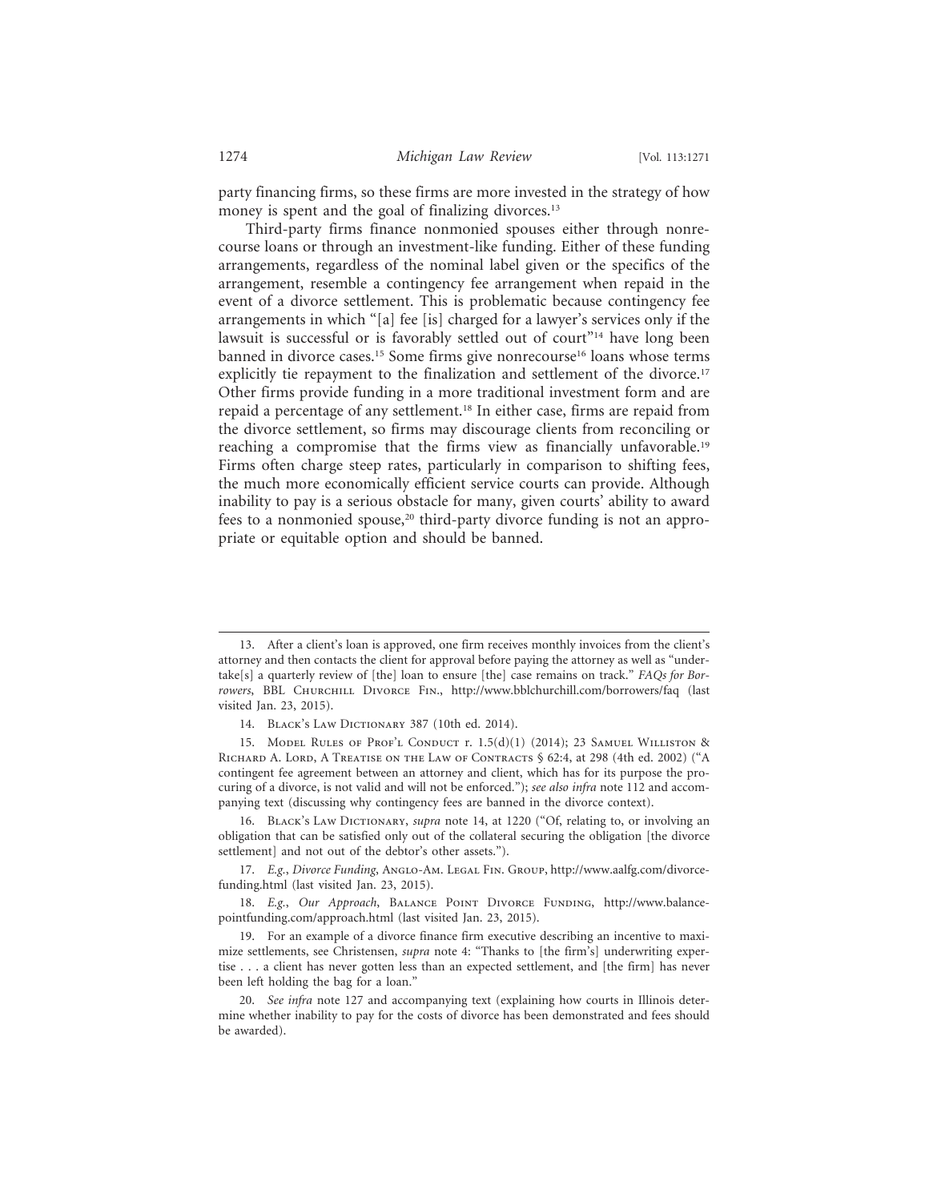party financing firms, so these firms are more invested in the strategy of how money is spent and the goal of finalizing divorces.[13]

Third-party firms finance nonmonied spouses either through nonrecourse loans or through an investment-like funding. Either of these funding arrangements, regardless of the nominal label given or the specifics of the arrangement, resemble a contingency fee arrangement when repaid in the event of a divorce settlement. This is problematic because contingency fee arrangements in which "[a] fee [is] charged for a lawyer's services only if the lawsuit is successful or is favorably settled out of court"[14] have long been banned in divorce cases.[15] Some firms give nonrecourse[16] loans whose terms explicitly tie repayment to the finalization and settlement of the divorce.[17] Other firms provide funding in a more traditional investment form and are repaid a percentage of any settlement.[18] In either case, firms are repaid from the divorce settlement, so firms may discourage clients from reconciling or reaching a compromise that the firms view as financially unfavorable.[19] Firms often charge steep rates, particularly in comparison to shifting fees, the much more economically efficient service courts can provide. Although inability to pay is a serious obstacle for many, given courts' ability to award fees to a nonmonied spouse,[20] third-party divorce funding is not an appropriate or equitable option and should be banned.

---

13. After a client's loan is approved, one firm receives monthly invoices from the client's attorney and then contacts the client for approval before paying the attorney as well as "undertake[s] a quarterly review of [the] loan to ensure [the] case remains on track." *FAQs for Borrowers*, BBL Churchill Divorce Fin., http://www.bblchurchill.com/borrowers/faq (last visited Jan. 23, 2015).

14. Black's Law Dictionary 387 (10th ed. 2014).

15. Model Rules of Prof'l Conduct r. 1.5(d)(1) (2014); 23 Samuel Williston & Richard A. Lord, A Treatise on the Law of Contracts § 62:4, at 298 (4th ed. 2002) ("A contingent fee agreement between an attorney and client, which has for its purpose the procuring of a divorce, is not valid and will not be enforced."); *see also infra* note 112 and accompanying text (discussing why contingency fees are banned in the divorce context).

16. Black's Law Dictionary, *supra* note 14, at 1220 ("Of, relating to, or involving an obligation that can be satisfied only out of the collateral securing the obligation [the divorce settlement] and not out of the debtor's other assets.").

17. *E.g.*, *Divorce Funding*, Anglo-Am. Legal Fin. Group, http://www.aalfg.com/divorce-funding.html (last visited Jan. 23, 2015).

18. *E.g.*, *Our Approach*, Balance Point Divorce Funding, http://www.balancepointfunding.com/approach.html (last visited Jan. 23, 2015).

19. For an example of a divorce finance firm executive describing an incentive to maximize settlements, see Christensen, *supra* note 4: "Thanks to [the firm's] underwriting expertise . . . a client has never gotten less than an expected settlement, and [the firm] has never been left holding the bag for a loan."

20. *See infra* note 127 and accompanying text (explaining how courts in Illinois determine whether inability to pay for the costs of divorce has been demonstrated and fees should be awarded).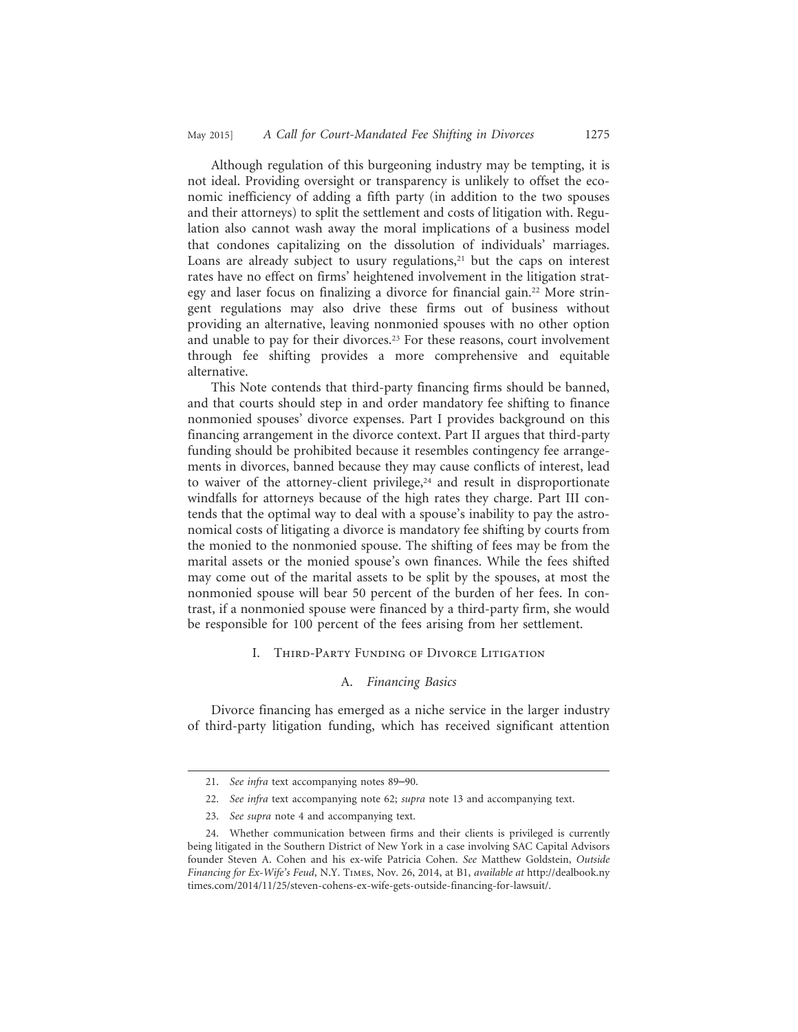Although regulation of this burgeoning industry may be tempting, it is not ideal. Providing oversight or transparency is unlikely to offset the economic inefficiency of adding a fifth party (in addition to the two spouses and their attorneys) to split the settlement and costs of litigation with. Regulation also cannot wash away the moral implications of a business model that condones capitalizing on the dissolution of individuals' marriages. Loans are already subject to usury regulations,[21] but the caps on interest rates have no effect on firms' heightened involvement in the litigation strategy and laser focus on finalizing a divorce for financial gain.[22] More stringent regulations may also drive these firms out of business without providing an alternative, leaving nonmonied spouses with no other option and unable to pay for their divorces.[23] For these reasons, court involvement through fee shifting provides a more comprehensive and equitable alternative.

This Note contends that third-party financing firms should be banned, and that courts should step in and order mandatory fee shifting to finance nonmonied spouses' divorce expenses. Part I provides background on this financing arrangement in the divorce context. Part II argues that third-party funding should be prohibited because it resembles contingency fee arrangements in divorces, banned because they may cause conflicts of interest, lead to waiver of the attorney-client privilege,[24] and result in disproportionate windfalls for attorneys because of the high rates they charge. Part III contends that the optimal way to deal with a spouse's inability to pay the astronomical costs of litigating a divorce is mandatory fee shifting by courts from the monied to the nonmonied spouse. The shifting of fees may be from the marital assets or the monied spouse's own finances. While the fees shifted may come out of the marital assets to be split by the spouses, at most the nonmonied spouse will bear 50 percent of the burden of her fees. In contrast, if a nonmonied spouse were financed by a third-party firm, she would be responsible for 100 percent of the fees arising from her settlement.

## I. Third-Party Funding of Divorce Litigation

### A. *Financing Basics*

Divorce financing has emerged as a niche service in the larger industry of third-party litigation funding, which has received significant attention

---

21. *See infra* text accompanying notes 89–90.

22. *See infra* text accompanying note 62; *supra* note 13 and accompanying text.

23. *See supra* note 4 and accompanying text.

24. Whether communication between firms and their clients is privileged is currently being litigated in the Southern District of New York in a case involving SAC Capital Advisors founder Steven A. Cohen and his ex-wife Patricia Cohen. *See* Matthew Goldstein, *Outside Financing for Ex-Wife's Feud*, N.Y. Times, Nov. 26, 2014, at B1, *available at* http://dealbook.nytimes.com/2014/11/25/steven-cohens-ex-wife-gets-outside-financing-for-lawsuit/.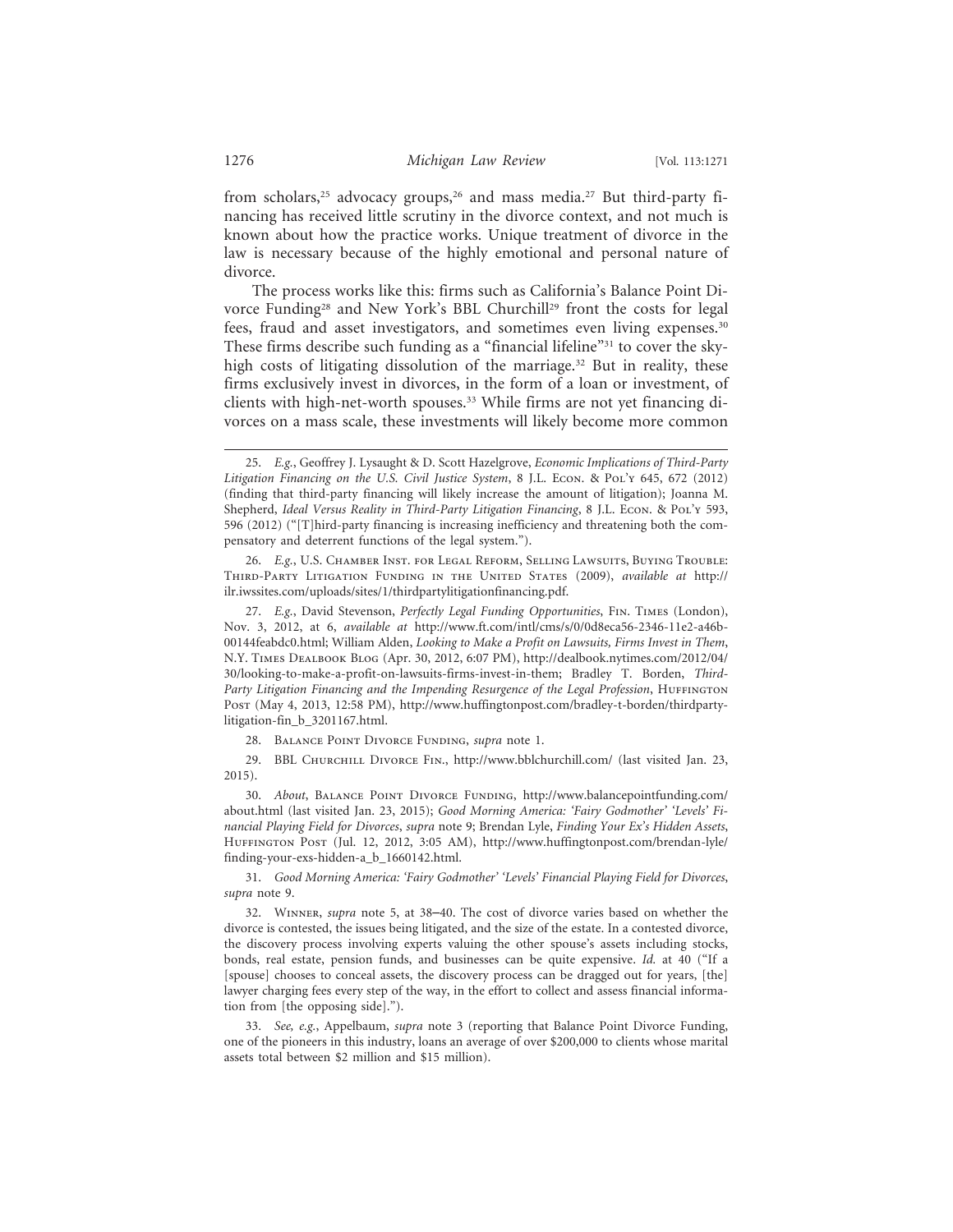from scholars,[25] advocacy groups,[26] and mass media.[27] But third-party financing has received little scrutiny in the divorce context, and not much is known about how the practice works. Unique treatment of divorce in the law is necessary because of the highly emotional and personal nature of divorce.

The process works like this: firms such as California's Balance Point Divorce Funding[28] and New York's BBL Churchill[29] front the costs for legal fees, fraud and asset investigators, and sometimes even living expenses.[30] These firms describe such funding as a "financial lifeline"[31] to cover the sky-high costs of litigating dissolution of the marriage.[32] But in reality, these firms exclusively invest in divorces, in the form of a loan or investment, of clients with high-net-worth spouses.[33] While firms are not yet financing divorces on a mass scale, these investments will likely become more common

---

25. *E.g.*, Geoffrey J. Lysaught & D. Scott Hazelgrove, *Economic Implications of Third-Party Litigation Financing on the U.S. Civil Justice System*, 8 J.L. Econ. & Pol'y 645, 672 (2012) (finding that third-party financing will likely increase the amount of litigation); Joanna M. Shepherd, *Ideal Versus Reality in Third-Party Litigation Financing*, 8 J.L. Econ. & Pol'y 593, 596 (2012) ("[T]hird-party financing is increasing inefficiency and threatening both the compensatory and deterrent functions of the legal system.").

26. *E.g.*, U.S. Chamber Inst. for Legal Reform, Selling Lawsuits, Buying Trouble: Third-Party Litigation Funding in the United States (2009), *available at* http://ilr.iwssites.com/uploads/sites/1/thirdpartylitigationfinancing.pdf.

27. *E.g.*, David Stevenson, *Perfectly Legal Funding Opportunities*, Fin. Times (London), Nov. 3, 2012, at 6, *available at* http://www.ft.com/intl/cms/s/0/0d8eca56-2346-11e2-a46b-00144feabdc0.html; William Alden, *Looking to Make a Profit on Lawsuits, Firms Invest in Them*, N.Y. Times Dealbook Blog (Apr. 30, 2012, 6:07 PM), http://dealbook.nytimes.com/2012/04/30/looking-to-make-a-profit-on-lawsuits-firms-invest-in-them; Bradley T. Borden, *Third-Party Litigation Financing and the Impending Resurgence of the Legal Profession*, Huffington Post (May 4, 2013, 12:58 PM), http://www.huffingtonpost.com/bradley-t-borden/thirdparty-litigation-fin_b_3201167.html.

28. Balance Point Divorce Funding, *supra* note 1.

29. BBL Churchill Divorce Fin., http://www.bblchurchill.com/ (last visited Jan. 23, 2015).

30. *About*, Balance Point Divorce Funding, http://www.balancepointfunding.com/about.html (last visited Jan. 23, 2015); *Good Morning America: 'Fairy Godmother' 'Levels' Financial Playing Field for Divorces*, *supra* note 9; Brendan Lyle, *Finding Your Ex's Hidden Assets*, Huffington Post (Jul. 12, 2012, 3:05 AM), http://www.huffingtonpost.com/brendan-lyle/finding-your-exs-hidden-a_b_1660142.html.

31. *Good Morning America: 'Fairy Godmother' 'Levels' Financial Playing Field for Divorces*, *supra* note 9.

32. Winner, *supra* note 5, at 38–40. The cost of divorce varies based on whether the divorce is contested, the issues being litigated, and the size of the estate. In a contested divorce, the discovery process involving experts valuing the other spouse's assets including stocks, bonds, real estate, pension funds, and businesses can be quite expensive. *Id.* at 40 ("If a [spouse] chooses to conceal assets, the discovery process can be dragged out for years, [the] lawyer charging fees every step of the way, in the effort to collect and assess financial information from [the opposing side].").

33. *See, e.g.*, Appelbaum, *supra* note 3 (reporting that Balance Point Divorce Funding, one of the pioneers in this industry, loans an average of over $200,000 to clients whose marital assets total between $2 million and $15 million).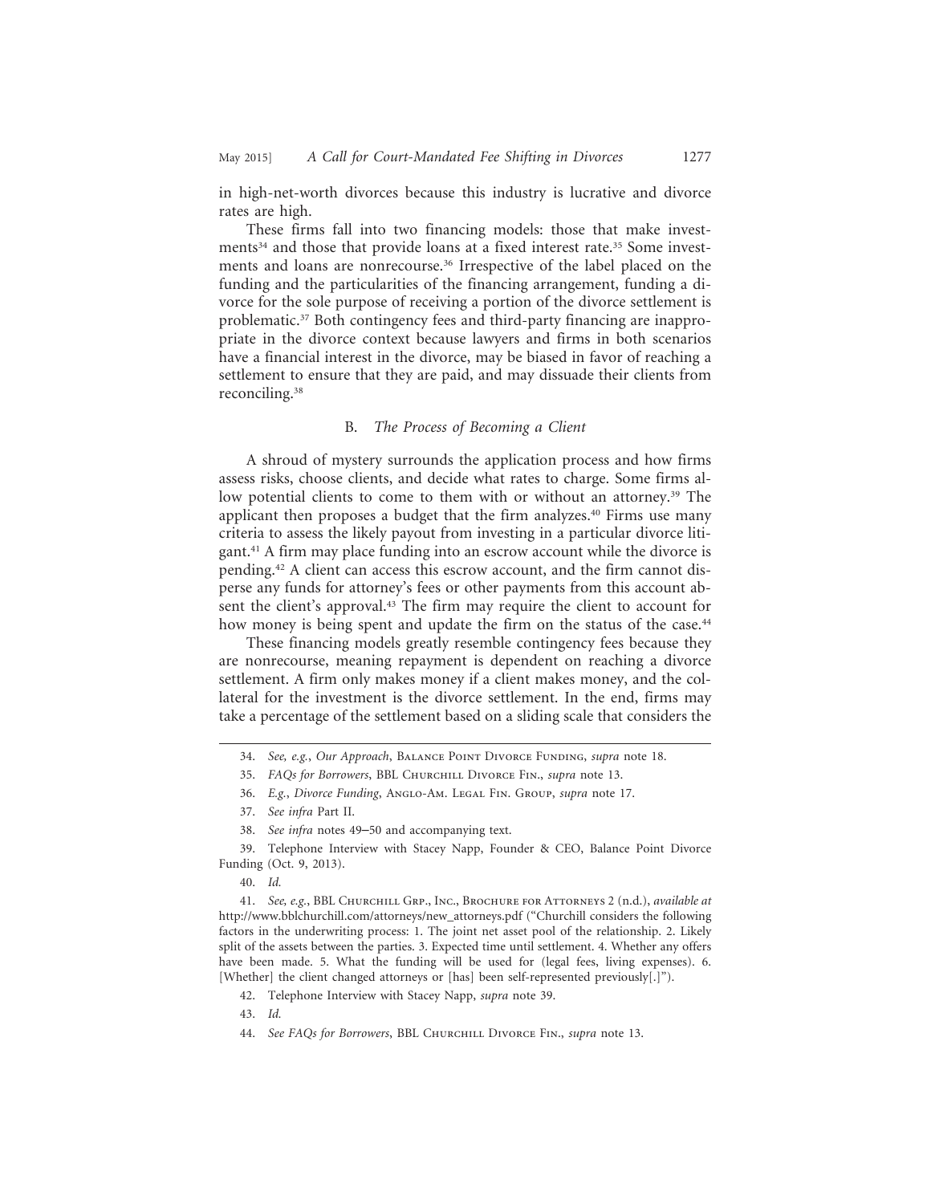in high-net-worth divorces because this industry is lucrative and divorce rates are high.

These firms fall into two financing models: those that make investments[34] and those that provide loans at a fixed interest rate.[35] Some investments and loans are nonrecourse.[36] Irrespective of the label placed on the funding and the particularities of the financing arrangement, funding a divorce for the sole purpose of receiving a portion of the divorce settlement is problematic.[37] Both contingency fees and third-party financing are inappropriate in the divorce context because lawyers and firms in both scenarios have a financial interest in the divorce, may be biased in favor of reaching a settlement to ensure that they are paid, and may dissuade their clients from reconciling.[38]

### B. *The Process of Becoming a Client*

A shroud of mystery surrounds the application process and how firms assess risks, choose clients, and decide what rates to charge. Some firms allow potential clients to come to them with or without an attorney.[39] The applicant then proposes a budget that the firm analyzes.[40] Firms use many criteria to assess the likely payout from investing in a particular divorce litigant.[41] A firm may place funding into an escrow account while the divorce is pending.[42] A client can access this escrow account, and the firm cannot disperse any funds for attorney's fees or other payments from this account absent the client's approval.[43] The firm may require the client to account for how money is being spent and update the firm on the status of the case.[44]

These financing models greatly resemble contingency fees because they are nonrecourse, meaning repayment is dependent on reaching a divorce settlement. A firm only makes money if a client makes money, and the collateral for the investment is the divorce settlement. In the end, firms may take a percentage of the settlement based on a sliding scale that considers the

---

34. *See, e.g.*, *Our Approach*, Balance Point Divorce Funding, *supra* note 18.

35. *FAQs for Borrowers*, BBL Churchill Divorce Fin., *supra* note 13.

36. *E.g.*, *Divorce Funding*, Anglo-Am. Legal Fin. Group, *supra* note 17.

37. *See infra* Part II.

38. *See infra* notes 49–50 and accompanying text.

39. Telephone Interview with Stacey Napp, Founder & CEO, Balance Point Divorce Funding (Oct. 9, 2013).

40. *Id.*

41. *See, e.g.*, BBL Churchill Grp., Inc., Brochure for Attorneys 2 (n.d.), *available at* http://www.bblchurchill.com/attorneys/new_attorneys.pdf ("Churchill considers the following factors in the underwriting process: 1. The joint net asset pool of the relationship. 2. Likely split of the assets between the parties. 3. Expected time until settlement. 4. Whether any offers have been made. 5. What the funding will be used for (legal fees, living expenses). 6. [Whether] the client changed attorneys or [has] been self-represented previously[.]").

42. Telephone Interview with Stacey Napp, *supra* note 39.

43. *Id.*

44. *See FAQs for Borrowers*, BBL Churchill Divorce Fin., *supra* note 13.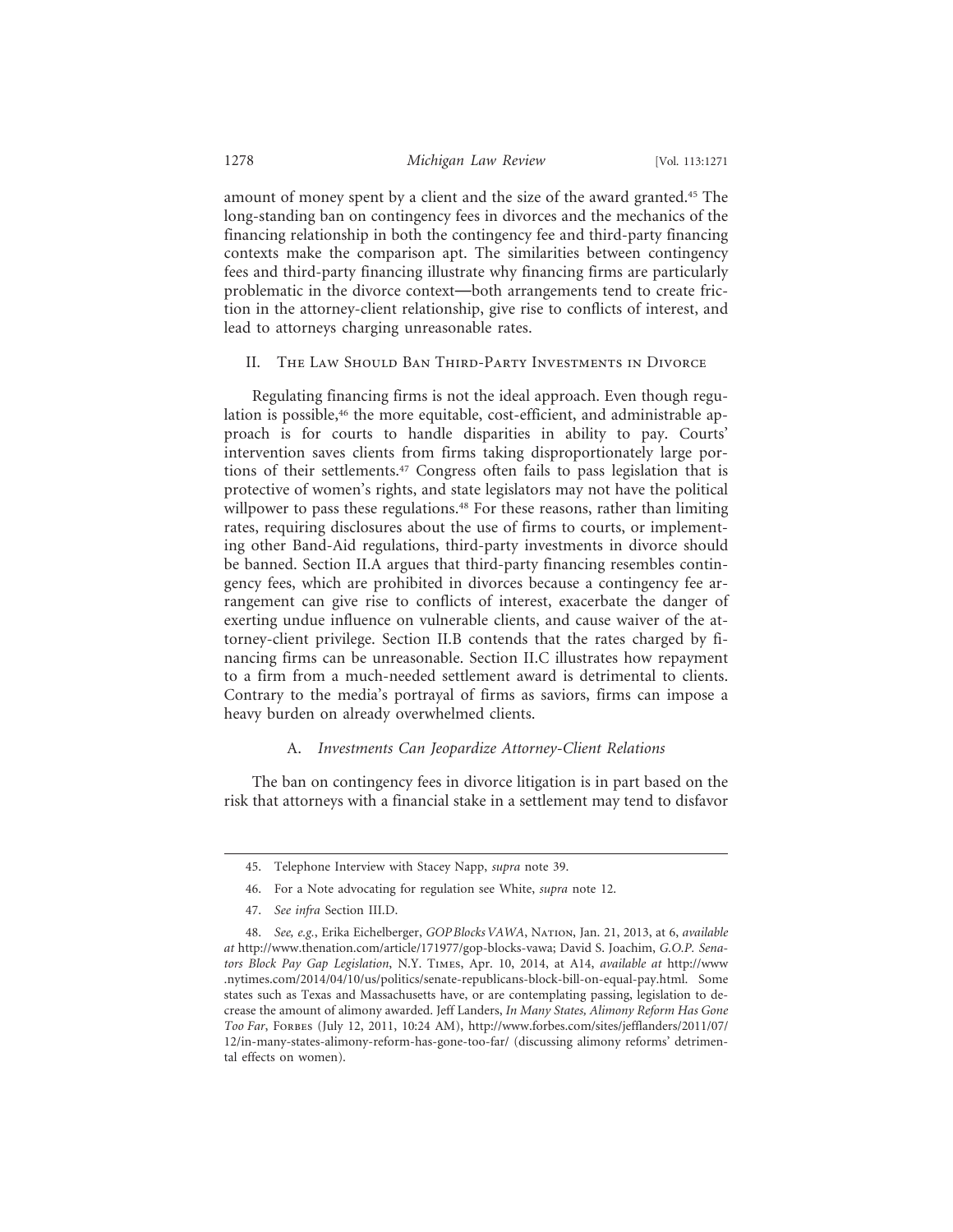amount of money spent by a client and the size of the award granted.[45] The long-standing ban on contingency fees in divorces and the mechanics of the financing relationship in both the contingency fee and third-party financing contexts make the comparison apt. The similarities between contingency fees and third-party financing illustrate why financing firms are particularly problematic in the divorce context—both arrangements tend to create friction in the attorney-client relationship, give rise to conflicts of interest, and lead to attorneys charging unreasonable rates.

## II. The Law Should Ban Third-Party Investments in Divorce

Regulating financing firms is not the ideal approach. Even though regulation is possible,[46] the more equitable, cost-efficient, and administrable approach is for courts to handle disparities in ability to pay. Courts' intervention saves clients from firms taking disproportionately large portions of their settlements.[47] Congress often fails to pass legislation that is protective of women's rights, and state legislators may not have the political willpower to pass these regulations.[48] For these reasons, rather than limiting rates, requiring disclosures about the use of firms to courts, or implementing other Band-Aid regulations, third-party investments in divorce should be banned. Section II.A argues that third-party financing resembles contingency fees, which are prohibited in divorces because a contingency fee arrangement can give rise to conflicts of interest, exacerbate the danger of exerting undue influence on vulnerable clients, and cause waiver of the attorney-client privilege. Section II.B contends that the rates charged by financing firms can be unreasonable. Section II.C illustrates how repayment to a firm from a much-needed settlement award is detrimental to clients. Contrary to the media's portrayal of firms as saviors, firms can impose a heavy burden on already overwhelmed clients.

### A. *Investments Can Jeopardize Attorney-Client Relations*

The ban on contingency fees in divorce litigation is in part based on the risk that attorneys with a financial stake in a settlement may tend to disfavor

---

45. Telephone Interview with Stacey Napp, *supra* note 39.

46. For a Note advocating for regulation see White, *supra* note 12.

47. *See infra* Section III.D.

48. *See, e.g.*, Erika Eichelberger, *GOP Blocks VAWA*, Nation, Jan. 21, 2013, at 6, *available at* http://www.thenation.com/article/171977/gop-blocks-vawa; David S. Joachim, *G.O.P. Senators Block Pay Gap Legislation*, N.Y. Times, Apr. 10, 2014, at A14, *available at* http://www.nytimes.com/2014/04/10/us/politics/senate-republicans-block-bill-on-equal-pay.html. Some states such as Texas and Massachusetts have, or are contemplating passing, legislation to decrease the amount of alimony awarded. Jeff Landers, *In Many States, Alimony Reform Has Gone Too Far*, Forbes (July 12, 2011, 10:24 AM), http://www.forbes.com/sites/jefflanders/2011/07/12/in-many-states-alimony-reform-has-gone-too-far/ (discussing alimony reforms' detrimental effects on women).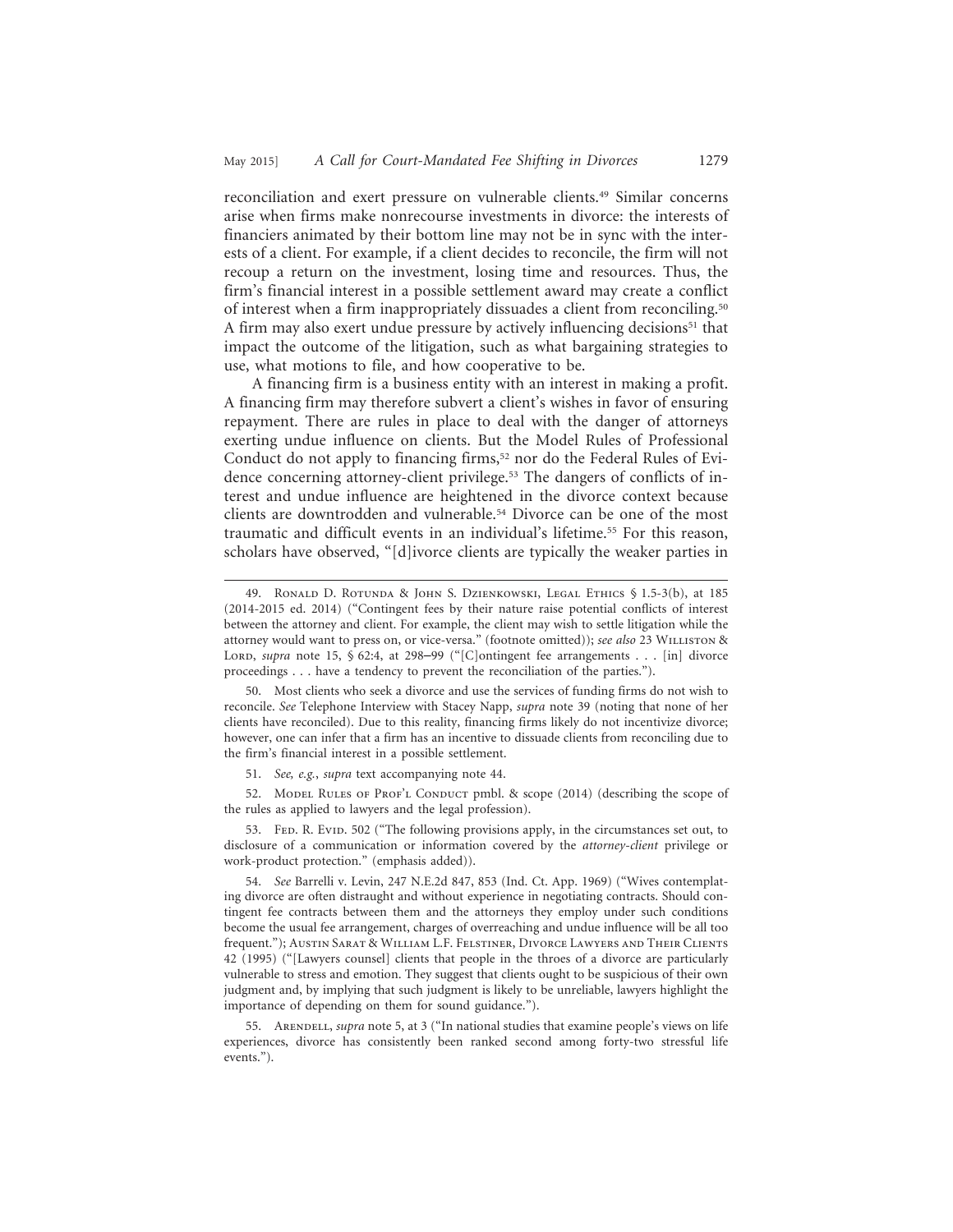reconciliation and exert pressure on vulnerable clients.[49] Similar concerns arise when firms make nonrecourse investments in divorce: the interests of financiers animated by their bottom line may not be in sync with the interests of a client. For example, if a client decides to reconcile, the firm will not recoup a return on the investment, losing time and resources. Thus, the firm's financial interest in a possible settlement award may create a conflict of interest when a firm inappropriately dissuades a client from reconciling.[50] A firm may also exert undue pressure by actively influencing decisions[51] that impact the outcome of the litigation, such as what bargaining strategies to use, what motions to file, and how cooperative to be.

A financing firm is a business entity with an interest in making a profit. A financing firm may therefore subvert a client's wishes in favor of ensuring repayment. There are rules in place to deal with the danger of attorneys exerting undue influence on clients. But the Model Rules of Professional Conduct do not apply to financing firms,[52] nor do the Federal Rules of Evidence concerning attorney-client privilege.[53] The dangers of conflicts of interest and undue influence are heightened in the divorce context because clients are downtrodden and vulnerable.[54] Divorce can be one of the most traumatic and difficult events in an individual's lifetime.[55] For this reason, scholars have observed, "[d]ivorce clients are typically the weaker parties in

---

49. Ronald D. Rotunda & John S. Dzienkowski, Legal Ethics § 1.5-3(b), at 185 (2014-2015 ed. 2014) ("Contingent fees by their nature raise potential conflicts of interest between the attorney and client. For example, the client may wish to settle litigation while the attorney would want to press on, or vice-versa." (footnote omitted)); *see also* 23 Williston & Lord, *supra* note 15, § 62:4, at 298–99 ("[C]ontingent fee arrangements . . . [in] divorce proceedings . . . have a tendency to prevent the reconciliation of the parties.").

50. Most clients who seek a divorce and use the services of funding firms do not wish to reconcile. *See* Telephone Interview with Stacey Napp, *supra* note 39 (noting that none of her clients have reconciled). Due to this reality, financing firms likely do not incentivize divorce; however, one can infer that a firm has an incentive to dissuade clients from reconciling due to the firm's financial interest in a possible settlement.

51. *See, e.g.*, *supra* text accompanying note 44.

52. Model Rules of Prof'l Conduct pmbl. & scope (2014) (describing the scope of the rules as applied to lawyers and the legal profession).

53. Fed. R. Evid. 502 ("The following provisions apply, in the circumstances set out, to disclosure of a communication or information covered by the *attorney-client* privilege or work-product protection." (emphasis added)).

54. *See* Barrelli v. Levin, 247 N.E.2d 847, 853 (Ind. Ct. App. 1969) ("Wives contemplating divorce are often distraught and without experience in negotiating contracts. Should contingent fee contracts between them and the attorneys they employ under such conditions become the usual fee arrangement, charges of overreaching and undue influence will be all too frequent."); Austin Sarat & William L.F. Felstiner, Divorce Lawyers and Their Clients 42 (1995) ("[Lawyers counsel] clients that people in the throes of a divorce are particularly vulnerable to stress and emotion. They suggest that clients ought to be suspicious of their own judgment and, by implying that such judgment is likely to be unreliable, lawyers highlight the importance of depending on them for sound guidance.").

55. Arendell, *supra* note 5, at 3 ("In national studies that examine people's views on life experiences, divorce has consistently been ranked second among forty-two stressful life events.").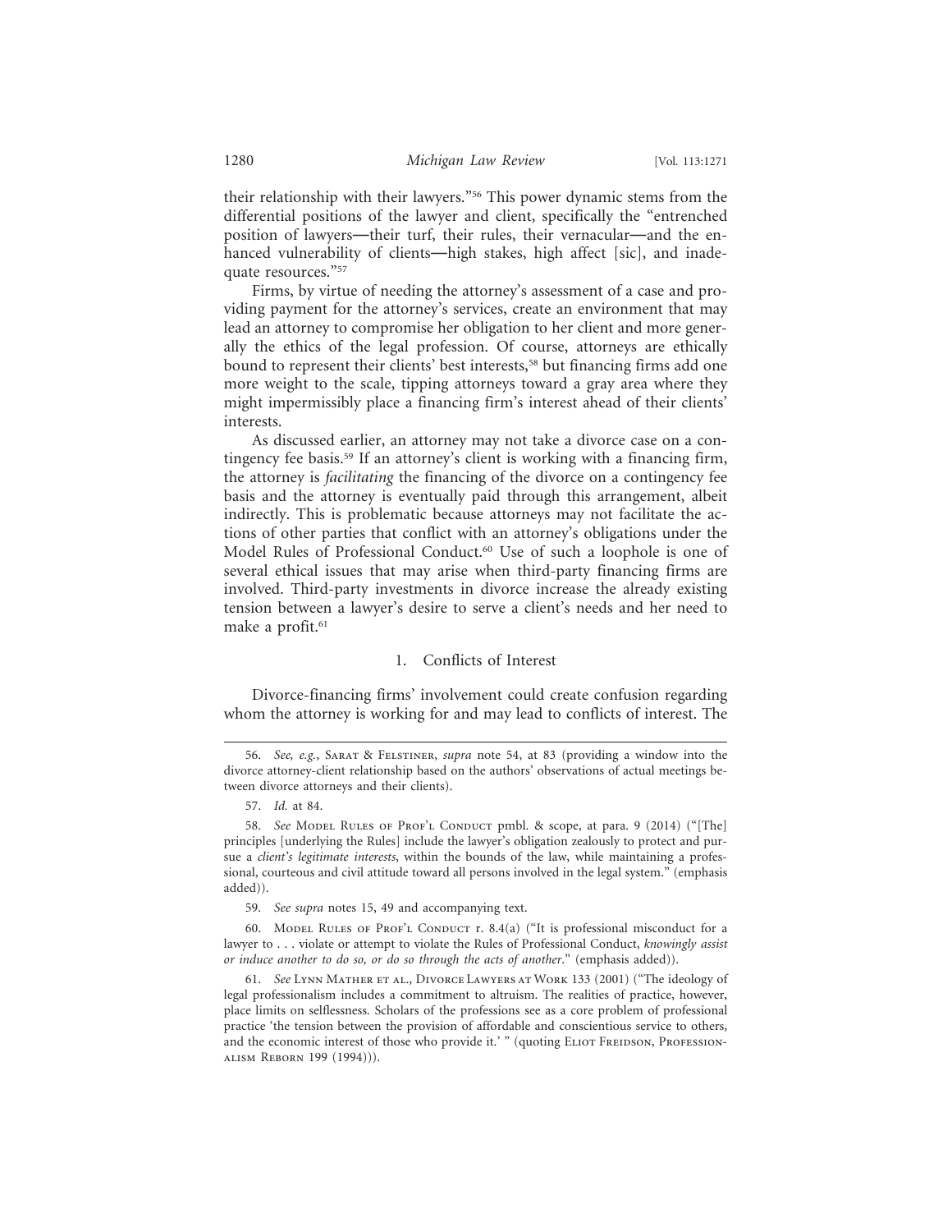their relationship with their lawyers."[56] This power dynamic stems from the differential positions of the lawyer and client, specifically the "entrenched position of lawyers—their turf, their rules, their vernacular—and the enhanced vulnerability of clients—high stakes, high affect [sic], and inadequate resources."[57]

Firms, by virtue of needing the attorney's assessment of a case and providing payment for the attorney's services, create an environment that may lead an attorney to compromise her obligation to her client and more generally the ethics of the legal profession. Of course, attorneys are ethically bound to represent their clients' best interests,[58] but financing firms add one more weight to the scale, tipping attorneys toward a gray area where they might impermissibly place a financing firm's interest ahead of their clients' interests.

As discussed earlier, an attorney may not take a divorce case on a contingency fee basis.[59] If an attorney's client is working with a financing firm, the attorney is *facilitating* the financing of the divorce on a contingency fee basis and the attorney is eventually paid through this arrangement, albeit indirectly. This is problematic because attorneys may not facilitate the actions of other parties that conflict with an attorney's obligations under the Model Rules of Professional Conduct.[60] Use of such a loophole is one of several ethical issues that may arise when third-party financing firms are involved. Third-party investments in divorce increase the already existing tension between a lawyer's desire to serve a client's needs and her need to make a profit.[61]

### 1. Conflicts of Interest

Divorce-financing firms' involvement could create confusion regarding whom the attorney is working for and may lead to conflicts of interest. The

---

56. *See, e.g.*, Sarat & Felstiner, *supra* note 54, at 83 (providing a window into the divorce attorney-client relationship based on the authors' observations of actual meetings between divorce attorneys and their clients).

57. *Id.* at 84.

58. *See* Model Rules of Prof'l Conduct pmbl. & scope, at para. 9 (2014) ("[The] principles [underlying the Rules] include the lawyer's obligation zealously to protect and pursue a *client's legitimate interests*, within the bounds of the law, while maintaining a professional, courteous and civil attitude toward all persons involved in the legal system." (emphasis added)).

59. *See supra* notes 15, 49 and accompanying text.

60. Model Rules of Prof'l Conduct r. 8.4(a) ("It is professional misconduct for a lawyer to . . . violate or attempt to violate the Rules of Professional Conduct, *knowingly assist or induce another to do so, or do so through the acts of another*." (emphasis added)).

61. *See* Lynn Mather et al., Divorce Lawyers at Work 133 (2001) ("The ideology of legal professionalism includes a commitment to altruism. The realities of practice, however, place limits on selflessness. Scholars of the professions see as a core problem of professional practice 'the tension between the provision of affordable and conscientious service to others, and the economic interest of those who provide it.' " (quoting Eliot Freidson, Professionalism Reborn 199 (1994))).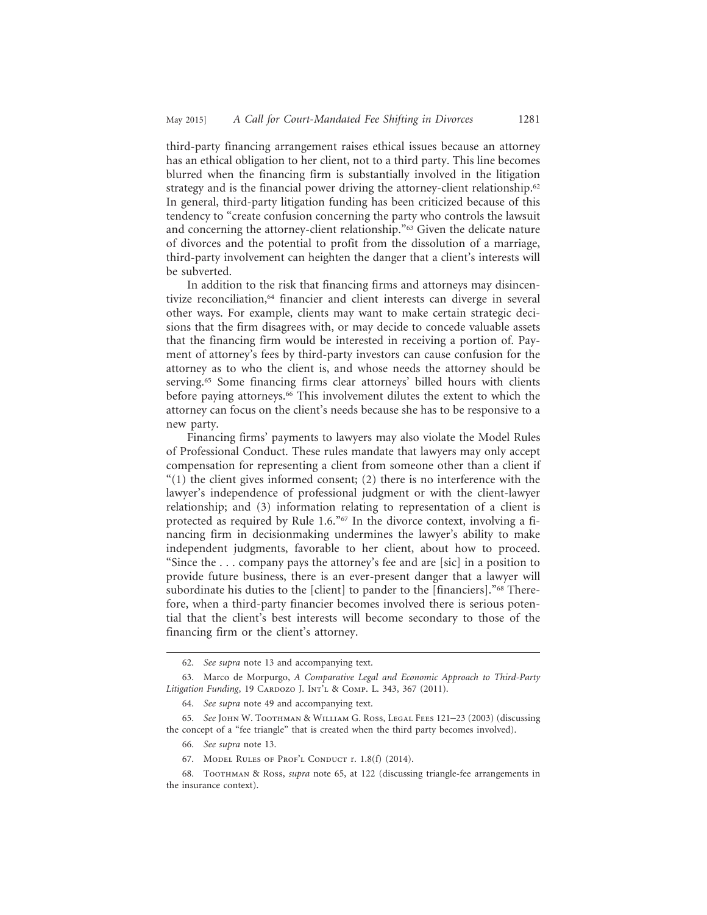third-party financing arrangement raises ethical issues because an attorney has an ethical obligation to her client, not to a third party. This line becomes blurred when the financing firm is substantially involved in the litigation strategy and is the financial power driving the attorney-client relationship.[62] In general, third-party litigation funding has been criticized because of this tendency to "create confusion concerning the party who controls the lawsuit and concerning the attorney-client relationship."[63] Given the delicate nature of divorces and the potential to profit from the dissolution of a marriage, third-party involvement can heighten the danger that a client's interests will be subverted.

In addition to the risk that financing firms and attorneys may disincentivize reconciliation,[64] financier and client interests can diverge in several other ways. For example, clients may want to make certain strategic decisions that the firm disagrees with, or may decide to concede valuable assets that the financing firm would be interested in receiving a portion of. Payment of attorney's fees by third-party investors can cause confusion for the attorney as to who the client is, and whose needs the attorney should be serving.[65] Some financing firms clear attorneys' billed hours with clients before paying attorneys.[66] This involvement dilutes the extent to which the attorney can focus on the client's needs because she has to be responsive to a new party.

Financing firms' payments to lawyers may also violate the Model Rules of Professional Conduct. These rules mandate that lawyers may only accept compensation for representing a client from someone other than a client if "(1) the client gives informed consent; (2) there is no interference with the lawyer's independence of professional judgment or with the client-lawyer relationship; and (3) information relating to representation of a client is protected as required by Rule 1.6."[67] In the divorce context, involving a financing firm in decisionmaking undermines the lawyer's ability to make independent judgments, favorable to her client, about how to proceed. "Since the . . . company pays the attorney's fee and are [sic] in a position to provide future business, there is an ever-present danger that a lawyer will subordinate his duties to the [client] to pander to the [financiers]."[68] Therefore, when a third-party financier becomes involved there is serious potential that the client's best interests will become secondary to those of the financing firm or the client's attorney.

---

62. *See supra* note 13 and accompanying text.

63. Marco de Morpurgo, *A Comparative Legal and Economic Approach to Third-Party Litigation Funding*, 19 Cardozo J. Int'l & Comp. L. 343, 367 (2011).

64. *See supra* note 49 and accompanying text.

65. *See* John W. Toothman & William G. Ross, Legal Fees 121–23 (2003) (discussing the concept of a "fee triangle" that is created when the third party becomes involved).

66. *See supra* note 13.

67. Model Rules of Prof'l Conduct r. 1.8(f) (2014).

68. Toothman & Ross, *supra* note 65, at 122 (discussing triangle-fee arrangements in the insurance context).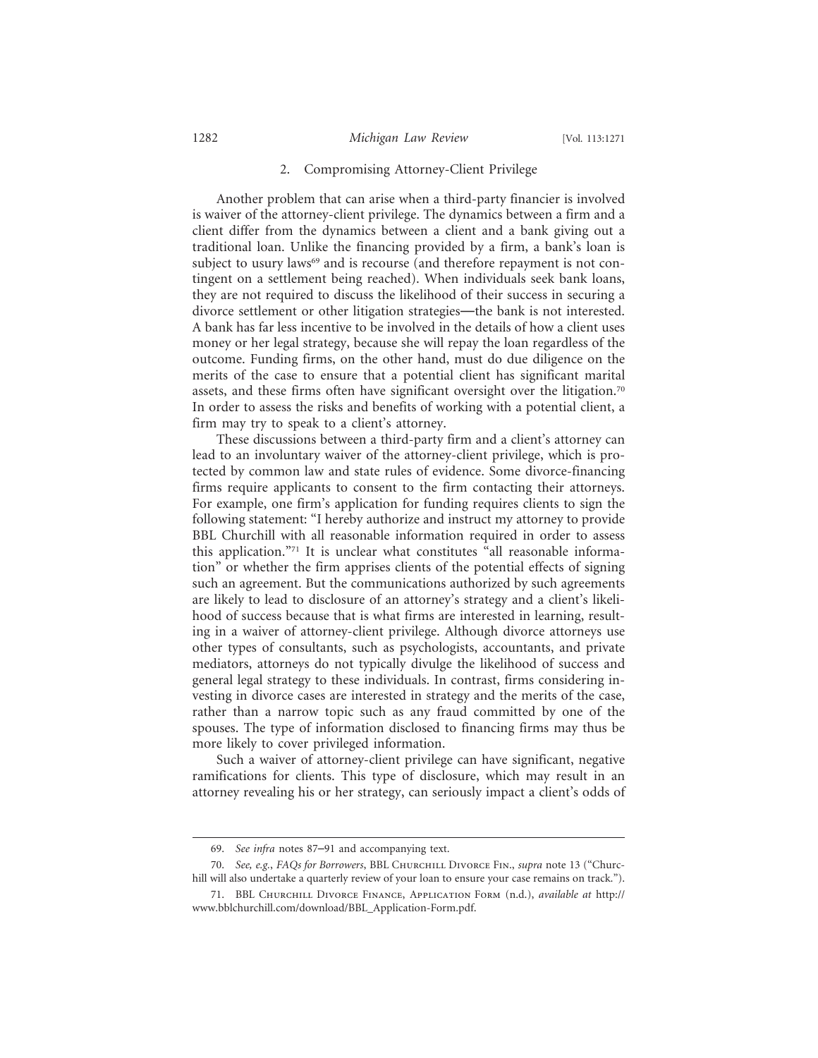### 2. Compromising Attorney-Client Privilege

Another problem that can arise when a third-party financier is involved is waiver of the attorney-client privilege. The dynamics between a firm and a client differ from the dynamics between a client and a bank giving out a traditional loan. Unlike the financing provided by a firm, a bank's loan is subject to usury laws[69] and is recourse (and therefore repayment is not contingent on a settlement being reached). When individuals seek bank loans, they are not required to discuss the likelihood of their success in securing a divorce settlement or other litigation strategies—the bank is not interested. A bank has far less incentive to be involved in the details of how a client uses money or her legal strategy, because she will repay the loan regardless of the outcome. Funding firms, on the other hand, must do due diligence on the merits of the case to ensure that a potential client has significant marital assets, and these firms often have significant oversight over the litigation.[70] In order to assess the risks and benefits of working with a potential client, a firm may try to speak to a client's attorney.

These discussions between a third-party firm and a client's attorney can lead to an involuntary waiver of the attorney-client privilege, which is protected by common law and state rules of evidence. Some divorce-financing firms require applicants to consent to the firm contacting their attorneys. For example, one firm's application for funding requires clients to sign the following statement: "I hereby authorize and instruct my attorney to provide BBL Churchill with all reasonable information required in order to assess this application."[71] It is unclear what constitutes "all reasonable information" or whether the firm apprises clients of the potential effects of signing such an agreement. But the communications authorized by such agreements are likely to lead to disclosure of an attorney's strategy and a client's likelihood of success because that is what firms are interested in learning, resulting in a waiver of attorney-client privilege. Although divorce attorneys use other types of consultants, such as psychologists, accountants, and private mediators, attorneys do not typically divulge the likelihood of success and general legal strategy to these individuals. In contrast, firms considering investing in divorce cases are interested in strategy and the merits of the case, rather than a narrow topic such as any fraud committed by one of the spouses. The type of information disclosed to financing firms may thus be more likely to cover privileged information.

Such a waiver of attorney-client privilege can have significant, negative ramifications for clients. This type of disclosure, which may result in an attorney revealing his or her strategy, can seriously impact a client's odds of

---

69. *See infra* notes 87–91 and accompanying text.

70. *See, e.g.*, *FAQs for Borrowers*, BBL Churchill Divorce Fin., *supra* note 13 ("Churchill will also undertake a quarterly review of your loan to ensure your case remains on track.").

71. BBL Churchill Divorce Finance, Application Form (n.d.), *available at* http://www.bblchurchill.com/download/BBL_Application-Form.pdf.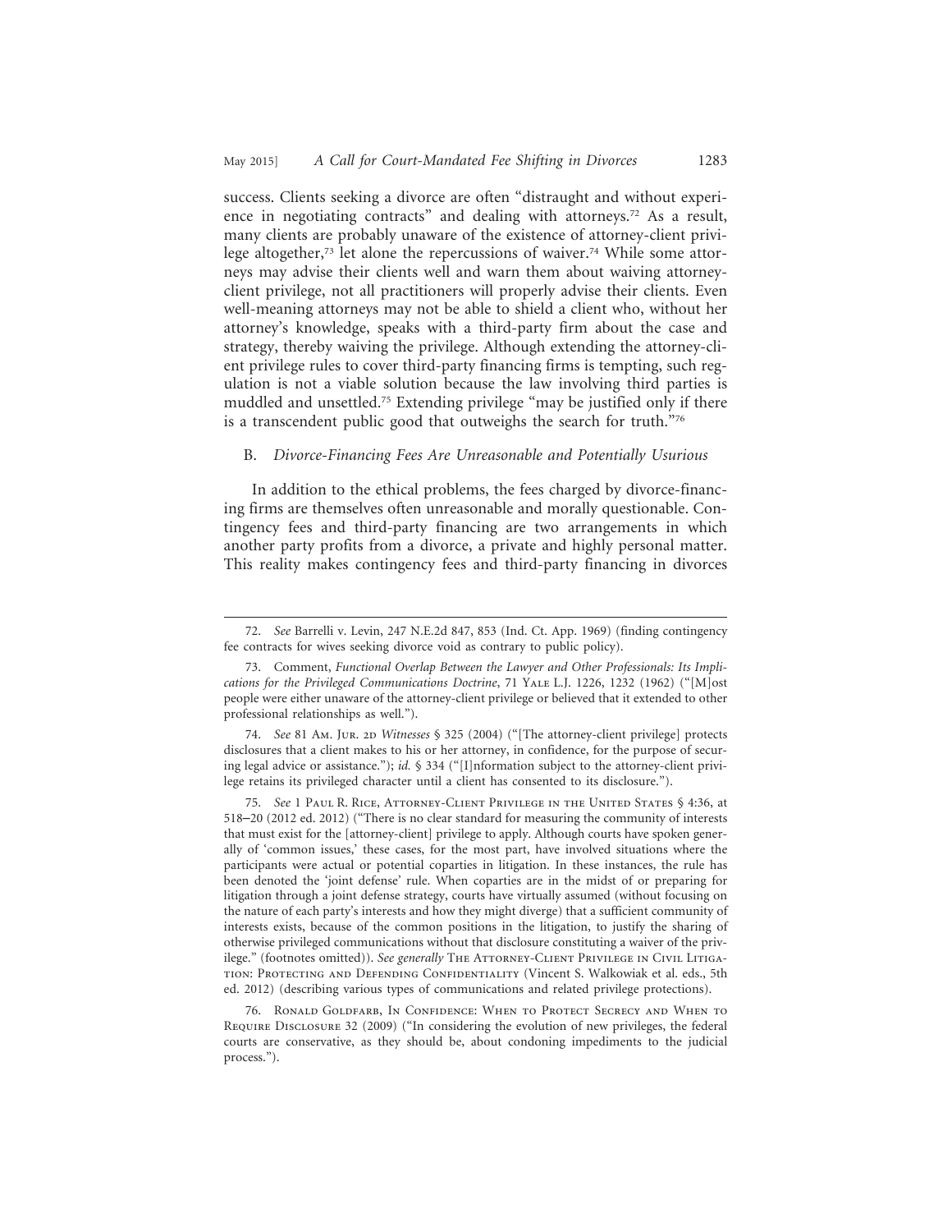success. Clients seeking a divorce are often "distraught and without experience in negotiating contracts" and dealing with attorneys.[72] As a result, many clients are probably unaware of the existence of attorney-client privilege altogether,[73] let alone the repercussions of waiver.[74] While some attorneys may advise their clients well and warn them about waiving attorney-client privilege, not all practitioners will properly advise their clients. Even well-meaning attorneys may not be able to shield a client who, without her attorney's knowledge, speaks with a third-party firm about the case and strategy, thereby waiving the privilege. Although extending the attorney-client privilege rules to cover third-party financing firms is tempting, such regulation is not a viable solution because the law involving third parties is muddled and unsettled.[75] Extending privilege "may be justified only if there is a transcendent public good that outweighs the search for truth."[76]

### B. *Divorce-Financing Fees Are Unreasonable and Potentially Usurious*

In addition to the ethical problems, the fees charged by divorce-financing firms are themselves often unreasonable and morally questionable. Contingency fees and third-party financing are two arrangements in which another party profits from a divorce, a private and highly personal matter. This reality makes contingency fees and third-party financing in divorces

---

72. *See* Barrelli v. Levin, 247 N.E.2d 847, 853 (Ind. Ct. App. 1969) (finding contingency fee contracts for wives seeking divorce void as contrary to public policy).

73. Comment, *Functional Overlap Between the Lawyer and Other Professionals: Its Implications for the Privileged Communications Doctrine*, 71 Yale L.J. 1226, 1232 (1962) ("[M]ost people were either unaware of the attorney-client privilege or believed that it extended to other professional relationships as well.").

74. *See* 81 Am. Jur. 2d *Witnesses* § 325 (2004) ("[The attorney-client privilege] protects disclosures that a client makes to his or her attorney, in confidence, for the purpose of securing legal advice or assistance."); *id.* § 334 ("[I]nformation subject to the attorney-client privilege retains its privileged character until a client has consented to its disclosure.").

75. *See* 1 Paul R. Rice, Attorney-Client Privilege in the United States § 4:36, at 518–20 (2012 ed. 2012) ("There is no clear standard for measuring the community of interests that must exist for the [attorney-client] privilege to apply. Although courts have spoken generally of 'common issues,' these cases, for the most part, have involved situations where the participants were actual or potential coparties in litigation. In these instances, the rule has been denoted the 'joint defense' rule. When coparties are in the midst of or preparing for litigation through a joint defense strategy, courts have virtually assumed (without focusing on the nature of each party's interests and how they might diverge) that a sufficient community of interests exists, because of the common positions in the litigation, to justify the sharing of otherwise privileged communications without that disclosure constituting a waiver of the privilege." (footnotes omitted)). *See generally* The Attorney-Client Privilege in Civil Litigation: Protecting and Defending Confidentiality (Vincent S. Walkowiak et al. eds., 5th ed. 2012) (describing various types of communications and related privilege protections).

76. Ronald Goldfarb, In Confidence: When to Protect Secrecy and When to Require Disclosure 32 (2009) ("In considering the evolution of new privileges, the federal courts are conservative, as they should be, about condoning impediments to the judicial process.").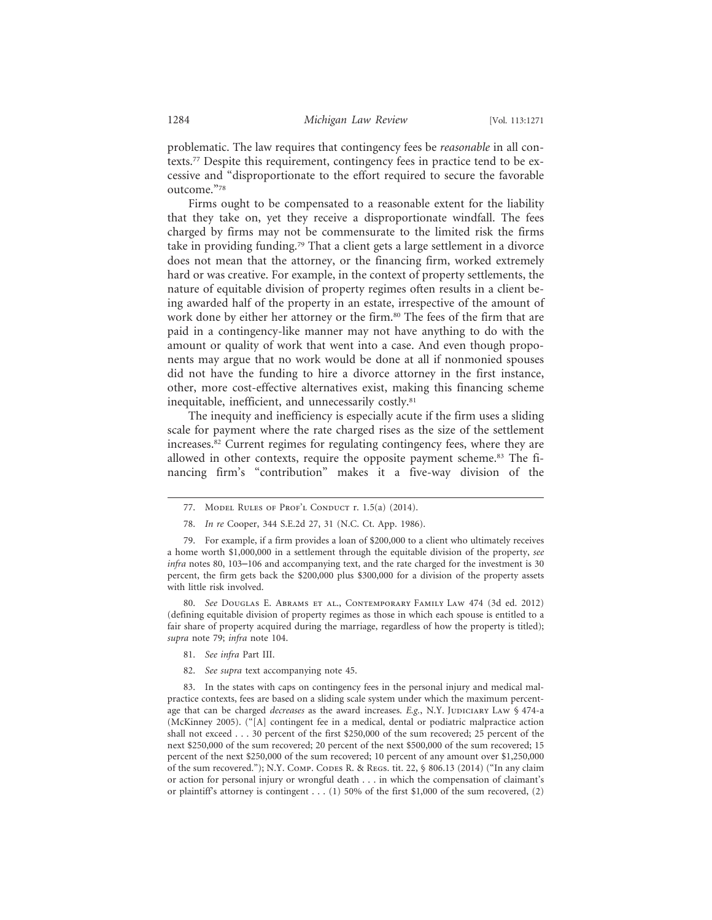problematic. The law requires that contingency fees be *reasonable* in all contexts.[77] Despite this requirement, contingency fees in practice tend to be excessive and "disproportionate to the effort required to secure the favorable outcome."[78]

Firms ought to be compensated to a reasonable extent for the liability that they take on, yet they receive a disproportionate windfall. The fees charged by firms may not be commensurate to the limited risk the firms take in providing funding.[79] That a client gets a large settlement in a divorce does not mean that the attorney, or the financing firm, worked extremely hard or was creative. For example, in the context of property settlements, the nature of equitable division of property regimes often results in a client being awarded half of the property in an estate, irrespective of the amount of work done by either her attorney or the firm.[80] The fees of the firm that are paid in a contingency-like manner may not have anything to do with the amount or quality of work that went into a case. And even though proponents may argue that no work would be done at all if nonmonied spouses did not have the funding to hire a divorce attorney in the first instance, other, more cost-effective alternatives exist, making this financing scheme inequitable, inefficient, and unnecessarily costly.[81]

The inequity and inefficiency is especially acute if the firm uses a sliding scale for payment where the rate charged rises as the size of the settlement increases.[82] Current regimes for regulating contingency fees, where they are allowed in other contexts, require the opposite payment scheme.[83] The financing firm's "contribution" makes it a five-way division of the

---

77. Model Rules of Prof'l Conduct r. 1.5(a) (2014).

78. *In re* Cooper, 344 S.E.2d 27, 31 (N.C. Ct. App. 1986).

79. For example, if a firm provides a loan of $200,000 to a client who ultimately receives a home worth $1,000,000 in a settlement through the equitable division of the property, *see infra* notes 80, 103–106 and accompanying text, and the rate charged for the investment is 30 percent, the firm gets back the $200,000 plus $300,000 for a division of the property assets with little risk involved.

80. *See* Douglas E. Abrams et al., Contemporary Family Law 474 (3d ed. 2012) (defining equitable division of property regimes as those in which each spouse is entitled to a fair share of property acquired during the marriage, regardless of how the property is titled); *supra* note 79; *infra* note 104.

81. *See infra* Part III.

82. *See supra* text accompanying note 45.

83. In the states with caps on contingency fees in the personal injury and medical malpractice contexts, fees are based on a sliding scale system under which the maximum percentage that can be charged *decreases* as the award increases. *E.g.*, N.Y. Judiciary Law § 474-a (McKinney 2005). ("[A] contingent fee in a medical, dental or podiatric malpractice action shall not exceed . . . 30 percent of the first $250,000 of the sum recovered; 25 percent of the next $250,000 of the sum recovered; 20 percent of the next $500,000 of the sum recovered; 15 percent of the next $250,000 of the sum recovered; 10 percent of any amount over $1,250,000 of the sum recovered."); N.Y. Comp. Codes R. & Regs. tit. 22, § 806.13 (2014) ("In any claim or action for personal injury or wrongful death . . . in which the compensation of claimant's or plaintiff's attorney is contingent . . . (1) 50% of the first $1,000 of the sum recovered, (2)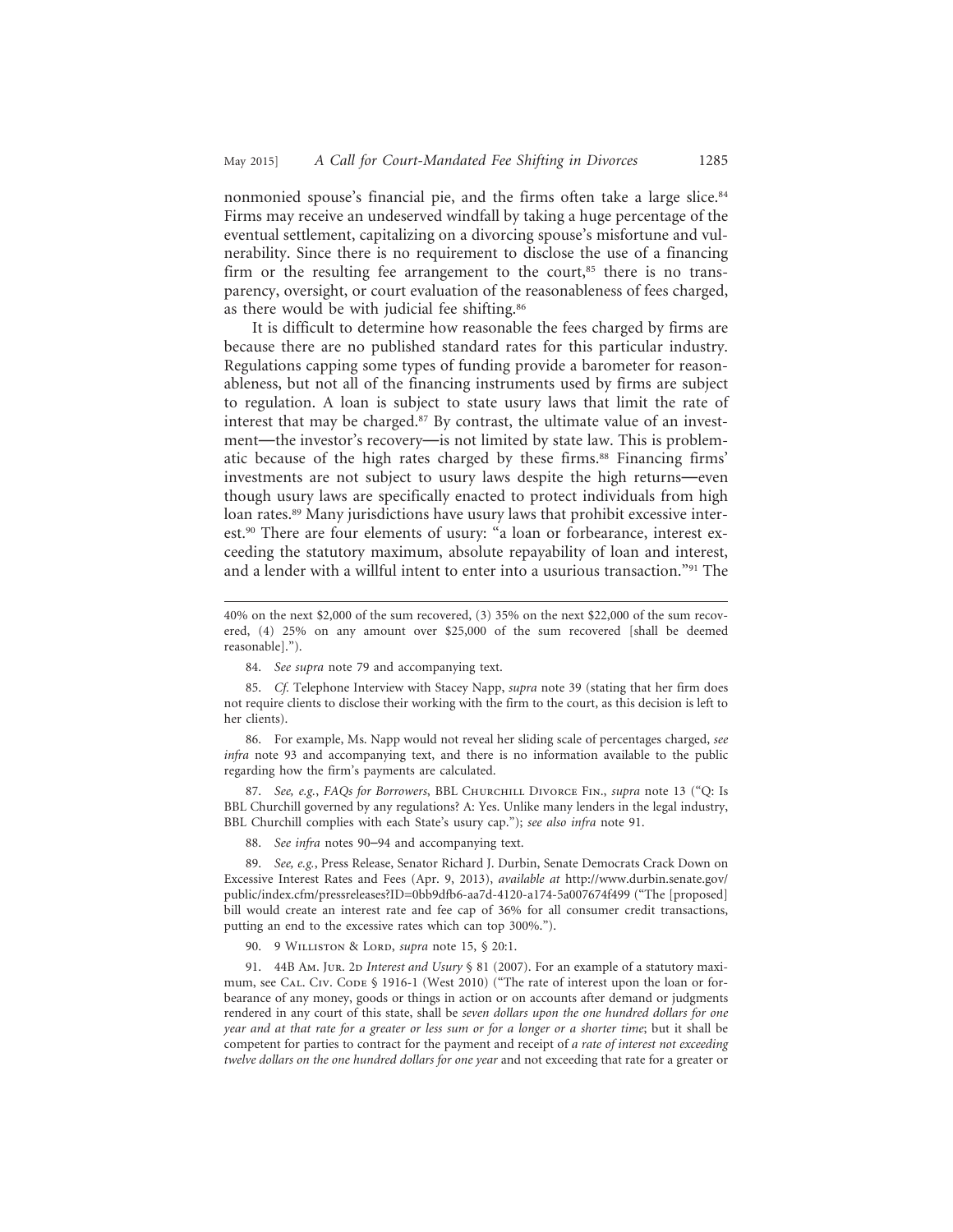nonmonied spouse's financial pie, and the firms often take a large slice.[84] Firms may receive an undeserved windfall by taking a huge percentage of the eventual settlement, capitalizing on a divorcing spouse's misfortune and vulnerability. Since there is no requirement to disclose the use of a financing firm or the resulting fee arrangement to the court,[85] there is no transparency, oversight, or court evaluation of the reasonableness of fees charged, as there would be with judicial fee shifting.[86]

It is difficult to determine how reasonable the fees charged by firms are because there are no published standard rates for this particular industry. Regulations capping some types of funding provide a barometer for reasonableness, but not all of the financing instruments used by firms are subject to regulation. A loan is subject to state usury laws that limit the rate of interest that may be charged.[87] By contrast, the ultimate value of an investment—the investor's recovery—is not limited by state law. This is problematic because of the high rates charged by these firms.[88] Financing firms' investments are not subject to usury laws despite the high returns—even though usury laws are specifically enacted to protect individuals from high loan rates.[89] Many jurisdictions have usury laws that prohibit excessive interest.[90] There are four elements of usury: "a loan or forbearance, interest exceeding the statutory maximum, absolute repayability of loan and interest, and a lender with a willful intent to enter into a usurious transaction."[91] The

---

40% on the next $2,000 of the sum recovered, (3) 35% on the next $22,000 of the sum recovered, (4) 25% on any amount over $25,000 of the sum recovered [shall be deemed reasonable].").

84. *See supra* note 79 and accompanying text.

85. *Cf.* Telephone Interview with Stacey Napp, *supra* note 39 (stating that her firm does not require clients to disclose their working with the firm to the court, as this decision is left to her clients).

86. For example, Ms. Napp would not reveal her sliding scale of percentages charged, *see infra* note 93 and accompanying text, and there is no information available to the public regarding how the firm's payments are calculated.

87. *See, e.g.*, *FAQs for Borrowers*, BBL Churchill Divorce Fin., *supra* note 13 ("Q: Is BBL Churchill governed by any regulations? A: Yes. Unlike many lenders in the legal industry, BBL Churchill complies with each State's usury cap."); *see also infra* note 91.

88. *See infra* notes 90–94 and accompanying text.

89. *See, e.g.*, Press Release, Senator Richard J. Durbin, Senate Democrats Crack Down on Excessive Interest Rates and Fees (Apr. 9, 2013), *available at* http://www.durbin.senate.gov/public/index.cfm/pressreleases?ID=0bb9dfb6-aa7d-4120-a174-5a007674f499 ("The [proposed] bill would create an interest rate and fee cap of 36% for all consumer credit transactions, putting an end to the excessive rates which can top 300%.").

90. 9 Williston & Lord, *supra* note 15, § 20:1.

91. 44B Am. Jur. 2d *Interest and Usury* § 81 (2007). For an example of a statutory maximum, see Cal. Civ. Code § 1916-1 (West 2010) ("The rate of interest upon the loan or forbearance of any money, goods or things in action or on accounts after demand or judgments rendered in any court of this state, shall be *seven dollars upon the one hundred dollars for one year and at that rate for a greater or less sum or for a longer or a shorter time*; but it shall be competent for parties to contract for the payment and receipt of *a rate of interest not exceeding twelve dollars on the one hundred dollars for one year* and not exceeding that rate for a greater or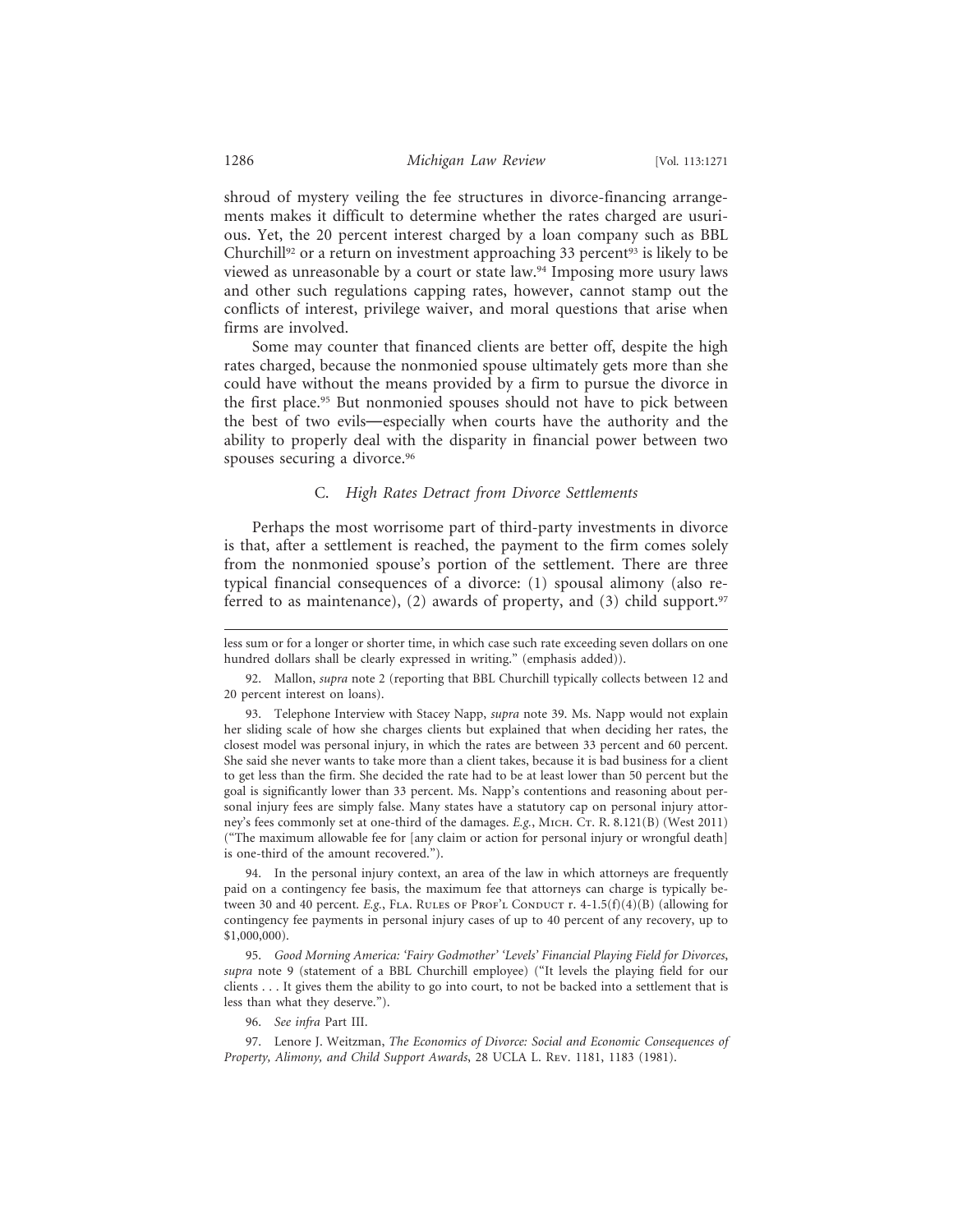shroud of mystery veiling the fee structures in divorce-financing arrangements makes it difficult to determine whether the rates charged are usurious. Yet, the 20 percent interest charged by a loan company such as BBL Churchill[92] or a return on investment approaching 33 percent[93] is likely to be viewed as unreasonable by a court or state law.[94] Imposing more usury laws and other such regulations capping rates, however, cannot stamp out the conflicts of interest, privilege waiver, and moral questions that arise when firms are involved.

Some may counter that financed clients are better off, despite the high rates charged, because the nonmonied spouse ultimately gets more than she could have without the means provided by a firm to pursue the divorce in the first place.[95] But nonmonied spouses should not have to pick between the best of two evils—especially when courts have the authority and the ability to properly deal with the disparity in financial power between two spouses securing a divorce.[96]

### C. *High Rates Detract from Divorce Settlements*

Perhaps the most worrisome part of third-party investments in divorce is that, after a settlement is reached, the payment to the firm comes solely from the nonmonied spouse's portion of the settlement. There are three typical financial consequences of a divorce: (1) spousal alimony (also referred to as maintenance), (2) awards of property, and (3) child support.[97]

---

less sum or for a longer or shorter time, in which case such rate exceeding seven dollars on one hundred dollars shall be clearly expressed in writing." (emphasis added)).

92. Mallon, *supra* note 2 (reporting that BBL Churchill typically collects between 12 and 20 percent interest on loans).

93. Telephone Interview with Stacey Napp, *supra* note 39. Ms. Napp would not explain her sliding scale of how she charges clients but explained that when deciding her rates, the closest model was personal injury, in which the rates are between 33 percent and 60 percent. She said she never wants to take more than a client takes, because it is bad business for a client to get less than the firm. She decided the rate had to be at least lower than 50 percent but the goal is significantly lower than 33 percent. Ms. Napp's contentions and reasoning about personal injury fees are simply false. Many states have a statutory cap on personal injury attorney's fees commonly set at one-third of the damages. *E.g.*, Mich. Ct. R. 8.121(B) (West 2011) ("The maximum allowable fee for [any claim or action for personal injury or wrongful death] is one-third of the amount recovered.").

94. In the personal injury context, an area of the law in which attorneys are frequently paid on a contingency fee basis, the maximum fee that attorneys can charge is typically between 30 and 40 percent. *E.g.*, Fla. Rules of Prof'l Conduct r. 4-1.5(f)(4)(B) (allowing for contingency fee payments in personal injury cases of up to 40 percent of any recovery, up to $1,000,000).

95. *Good Morning America: 'Fairy Godmother' 'Levels' Financial Playing Field for Divorces*, *supra* note 9 (statement of a BBL Churchill employee) ("It levels the playing field for our clients . . . It gives them the ability to go into court, to not be backed into a settlement that is less than what they deserve.").

96. *See infra* Part III.

97. Lenore J. Weitzman, *The Economics of Divorce: Social and Economic Consequences of Property, Alimony, and Child Support Awards*, 28 UCLA L. Rev. 1181, 1183 (1981).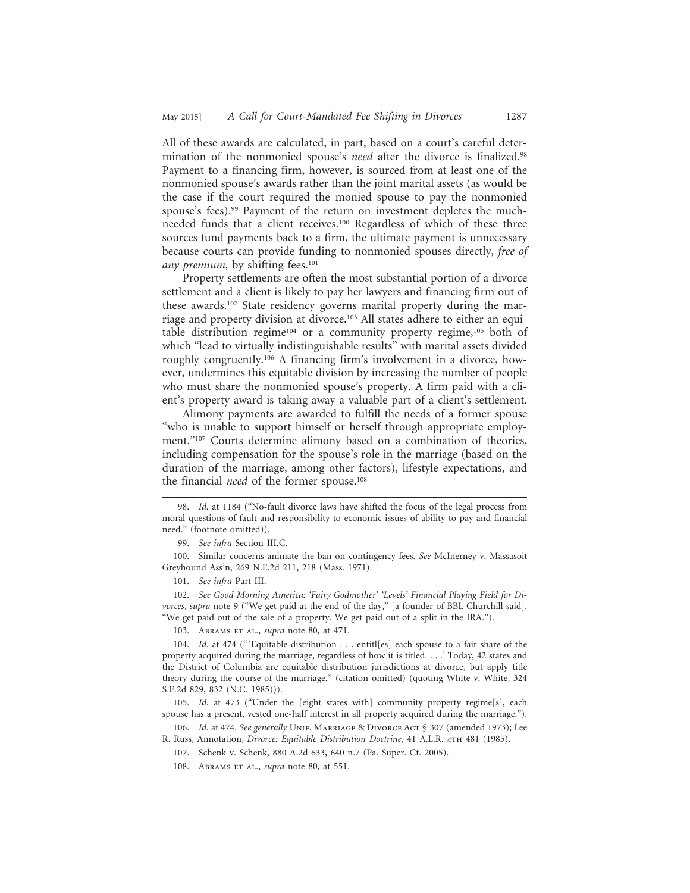All of these awards are calculated, in part, based on a court's careful determination of the nonmonied spouse's *need* after the divorce is finalized.[98] Payment to a financing firm, however, is sourced from at least one of the nonmonied spouse's awards rather than the joint marital assets (as would be the case if the court required the monied spouse to pay the nonmonied spouse's fees).[99] Payment of the return on investment depletes the much-needed funds that a client receives.[100] Regardless of which of these three sources fund payments back to a firm, the ultimate payment is unnecessary because courts can provide funding to nonmonied spouses directly, *free of any premium*, by shifting fees.[101]

Property settlements are often the most substantial portion of a divorce settlement and a client is likely to pay her lawyers and financing firm out of these awards.[102] State residency governs marital property during the marriage and property division at divorce.[103] All states adhere to either an equitable distribution regime[104] or a community property regime,[105] both of which "lead to virtually indistinguishable results" with marital assets divided roughly congruently.[106] A financing firm's involvement in a divorce, however, undermines this equitable division by increasing the number of people who must share the nonmonied spouse's property. A firm paid with a client's property award is taking away a valuable part of a client's settlement.

Alimony payments are awarded to fulfill the needs of a former spouse "who is unable to support himself or herself through appropriate employment."[107] Courts determine alimony based on a combination of theories, including compensation for the spouse's role in the marriage (based on the duration of the marriage, among other factors), lifestyle expectations, and the financial *need* of the former spouse.[108]

---

98. *Id.* at 1184 ("No-fault divorce laws have shifted the focus of the legal process from moral questions of fault and responsibility to economic issues of ability to pay and financial need." (footnote omitted)).

99. *See infra* Section III.C.

100. Similar concerns animate the ban on contingency fees. *See* McInerney v. Massasoit Greyhound Ass'n, 269 N.E.2d 211, 218 (Mass. 1971).

101. *See infra* Part III.

102. *See Good Morning America: 'Fairy Godmother' 'Levels' Financial Playing Field for Divorces*, *supra* note 9 ("We get paid at the end of the day," [a founder of BBL Churchill said]. "We get paid out of the sale of a property. We get paid out of a split in the IRA.").

103. Abrams et al., *supra* note 80, at 471.

104. *Id.* at 474 ("'Equitable distribution . . . entitl[es] each spouse to a fair share of the property acquired during the marriage, regardless of how it is titled. . . .' Today, 42 states and the District of Columbia are equitable distribution jurisdictions at divorce, but apply title theory during the course of the marriage." (citation omitted) (quoting White v. White, 324 S.E.2d 829, 832 (N.C. 1985))).

105. *Id.* at 473 ("Under the [eight states with] community property regime[s], each spouse has a present, vested one-half interest in all property acquired during the marriage.").

106. *Id.* at 474. *See generally* Unif. Marriage & Divorce Act § 307 (amended 1973); Lee R. Russ, Annotation, *Divorce: Equitable Distribution Doctrine*, 41 A.L.R. 4th 481 (1985).

107. Schenk v. Schenk, 880 A.2d 633, 640 n.7 (Pa. Super. Ct. 2005).

108. Abrams et al., *supra* note 80, at 551.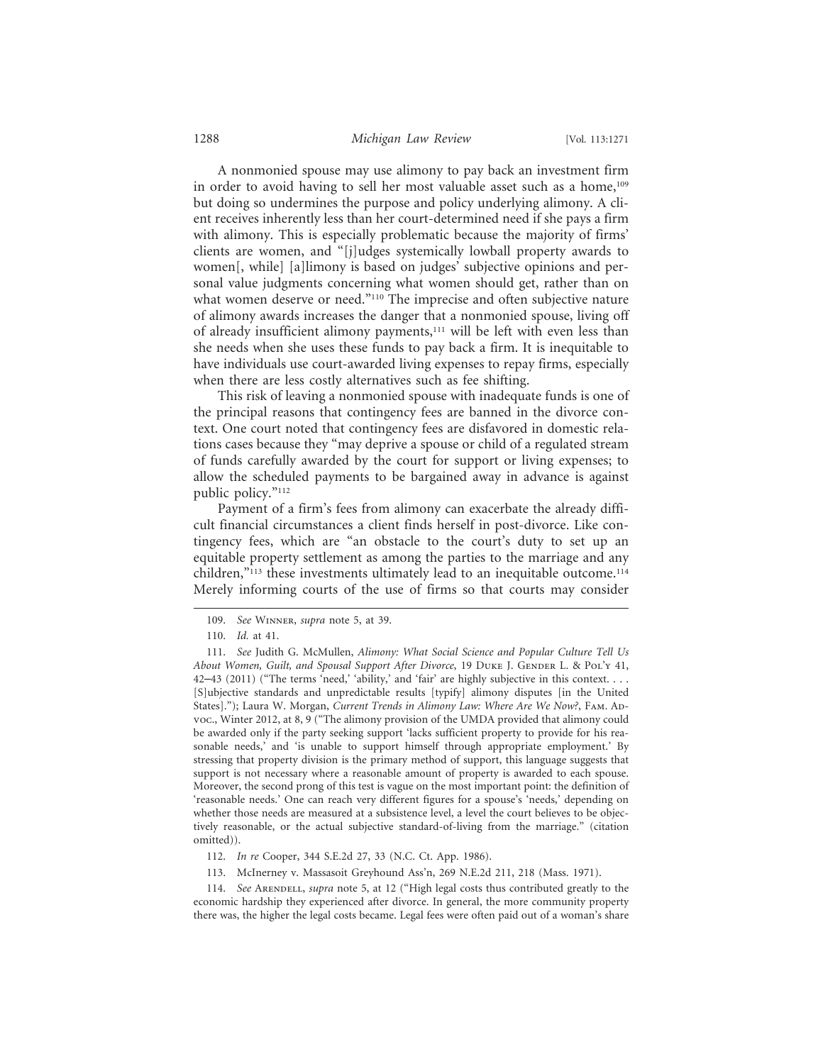A nonmonied spouse may use alimony to pay back an investment firm in order to avoid having to sell her most valuable asset such as a home,[109] but doing so undermines the purpose and policy underlying alimony. A client receives inherently less than her court-determined need if she pays a firm with alimony. This is especially problematic because the majority of firms' clients are women, and "[j]udges systemically lowball property awards to women[, while] [a]limony is based on judges' subjective opinions and personal value judgments concerning what women should get, rather than on what women deserve or need."[110] The imprecise and often subjective nature of alimony awards increases the danger that a nonmonied spouse, living off of already insufficient alimony payments,[111] will be left with even less than she needs when she uses these funds to pay back a firm. It is inequitable to have individuals use court-awarded living expenses to repay firms, especially when there are less costly alternatives such as fee shifting.

This risk of leaving a nonmonied spouse with inadequate funds is one of the principal reasons that contingency fees are banned in the divorce context. One court noted that contingency fees are disfavored in domestic relations cases because they "may deprive a spouse or child of a regulated stream of funds carefully awarded by the court for support or living expenses; to allow the scheduled payments to be bargained away in advance is against public policy."[112]

Payment of a firm's fees from alimony can exacerbate the already difficult financial circumstances a client finds herself in post-divorce. Like contingency fees, which are "an obstacle to the court's duty to set up an equitable property settlement as among the parties to the marriage and any children,"[113] these investments ultimately lead to an inequitable outcome.[114] Merely informing courts of the use of firms so that courts may consider

---

109. *See* Winner, *supra* note 5, at 39.

110. *Id.* at 41.

111. *See* Judith G. McMullen, *Alimony: What Social Science and Popular Culture Tell Us About Women, Guilt, and Spousal Support After Divorce*, 19 Duke J. Gender L. & Pol'y 41, 42–43 (2011) ("The terms 'need,' 'ability,' and 'fair' are highly subjective in this context. . . . [S]ubjective standards and unpredictable results [typify] alimony disputes [in the United States]."); Laura W. Morgan, *Current Trends in Alimony Law: Where Are We Now?*, Fam. Advoc., Winter 2012, at 8, 9 ("The alimony provision of the UMDA provided that alimony could be awarded only if the party seeking support 'lacks sufficient property to provide for his reasonable needs,' and 'is unable to support himself through appropriate employment.' By stressing that property division is the primary method of support, this language suggests that support is not necessary where a reasonable amount of property is awarded to each spouse. Moreover, the second prong of this test is vague on the most important point: the definition of 'reasonable needs.' One can reach very different figures for a spouse's 'needs,' depending on whether those needs are measured at a subsistence level, a level the court believes to be objectively reasonable, or the actual subjective standard-of-living from the marriage." (citation omitted)).

112. *In re* Cooper, 344 S.E.2d 27, 33 (N.C. Ct. App. 1986).

113. McInerney v. Massasoit Greyhound Ass'n, 269 N.E.2d 211, 218 (Mass. 1971).

114. *See* Arendell, *supra* note 5, at 12 ("High legal costs thus contributed greatly to the economic hardship they experienced after divorce. In general, the more community property there was, the higher the legal costs became. Legal fees were often paid out of a woman's share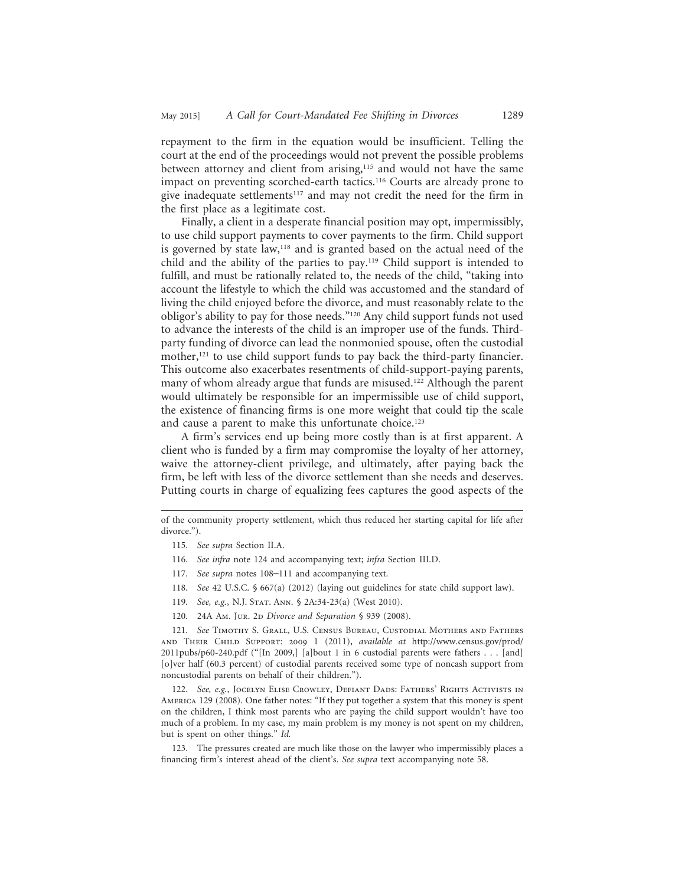repayment to the firm in the equation would be insufficient. Telling the court at the end of the proceedings would not prevent the possible problems between attorney and client from arising,[115] and would not have the same impact on preventing scorched-earth tactics.[116] Courts are already prone to give inadequate settlements[117] and may not credit the need for the firm in the first place as a legitimate cost.

Finally, a client in a desperate financial position may opt, impermissibly, to use child support payments to cover payments to the firm. Child support is governed by state law,[118] and is granted based on the actual need of the child and the ability of the parties to pay.[119] Child support is intended to fulfill, and must be rationally related to, the needs of the child, "taking into account the lifestyle to which the child was accustomed and the standard of living the child enjoyed before the divorce, and must reasonably relate to the obligor's ability to pay for those needs."[120] Any child support funds not used to advance the interests of the child is an improper use of the funds. Third-party funding of divorce can lead the nonmonied spouse, often the custodial mother,[121] to use child support funds to pay back the third-party financier. This outcome also exacerbates resentments of child-support-paying parents, many of whom already argue that funds are misused.[122] Although the parent would ultimately be responsible for an impermissible use of child support, the existence of financing firms is one more weight that could tip the scale and cause a parent to make this unfortunate choice.[123]

A firm's services end up being more costly than is at first apparent. A client who is funded by a firm may compromise the loyalty of her attorney, waive the attorney-client privilege, and ultimately, after paying back the firm, be left with less of the divorce settlement than she needs and deserves. Putting courts in charge of equalizing fees captures the good aspects of the

---

of the community property settlement, which thus reduced her starting capital for life after divorce.").

115. *See supra* Section II.A.

116. *See infra* note 124 and accompanying text; *infra* Section III.D.

117. *See supra* notes 108–111 and accompanying text.

118. *See* 42 U.S.C. § 667(a) (2012) (laying out guidelines for state child support law).

119. *See, e.g.*, N.J. Stat. Ann. § 2A:34-23(a) (West 2010).

120. 24A Am. Jur. 2d *Divorce and Separation* § 939 (2008).

121. *See* Timothy S. Grall, U.S. Census Bureau, Custodial Mothers and Fathers and Their Child Support: 2009 1 (2011), *available at* http://www.census.gov/prod/2011pubs/p60-240.pdf ("[In 2009,] [a]bout 1 in 6 custodial parents were fathers . . . [and] [o]ver half (60.3 percent) of custodial parents received some type of noncash support from noncustodial parents on behalf of their children.").

122. *See, e.g.*, Jocelyn Elise Crowley, Defiant Dads: Fathers' Rights Activists in America 129 (2008). One father notes: "If they put together a system that this money is spent on the children, I think most parents who are paying the child support wouldn't have too much of a problem. In my case, my main problem is my money is not spent on my children, but is spent on other things." *Id.*

123. The pressures created are much like those on the lawyer who impermissibly places a financing firm's interest ahead of the client's. *See supra* text accompanying note 58.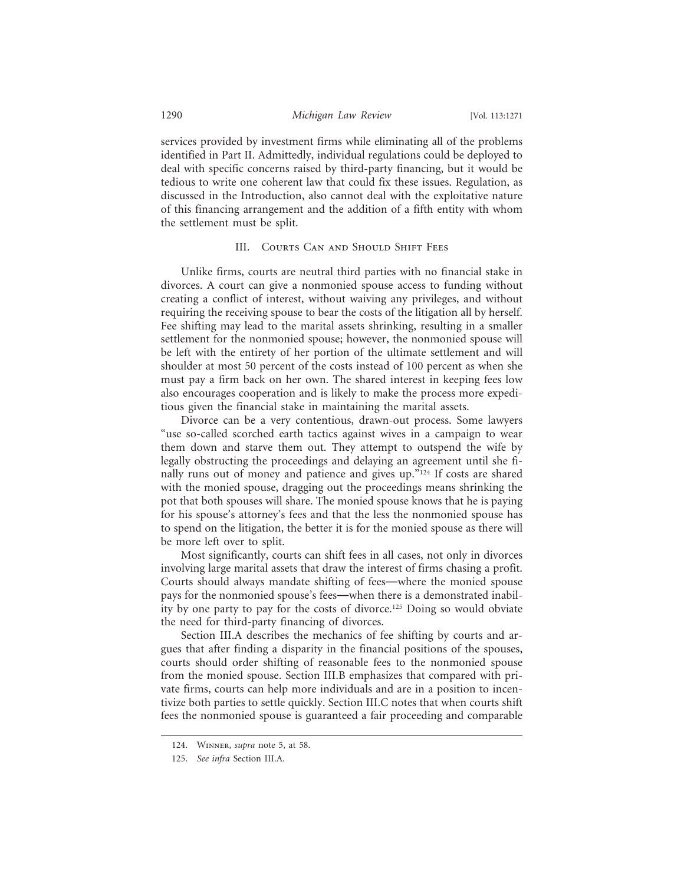services provided by investment firms while eliminating all of the problems identified in Part II. Admittedly, individual regulations could be deployed to deal with specific concerns raised by third-party financing, but it would be tedious to write one coherent law that could fix these issues. Regulation, as discussed in the Introduction, also cannot deal with the exploitative nature of this financing arrangement and the addition of a fifth entity with whom the settlement must be split.

## III. Courts Can and Should Shift Fees

Unlike firms, courts are neutral third parties with no financial stake in divorces. A court can give a nonmonied spouse access to funding without creating a conflict of interest, without waiving any privileges, and without requiring the receiving spouse to bear the costs of the litigation all by herself. Fee shifting may lead to the marital assets shrinking, resulting in a smaller settlement for the nonmonied spouse; however, the nonmonied spouse will be left with the entirety of her portion of the ultimate settlement and will shoulder at most 50 percent of the costs instead of 100 percent as when she must pay a firm back on her own. The shared interest in keeping fees low also encourages cooperation and is likely to make the process more expeditious given the financial stake in maintaining the marital assets.

Divorce can be a very contentious, drawn-out process. Some lawyers "use so-called scorched earth tactics against wives in a campaign to wear them down and starve them out. They attempt to outspend the wife by legally obstructing the proceedings and delaying an agreement until she finally runs out of money and patience and gives up."[124] If costs are shared with the monied spouse, dragging out the proceedings means shrinking the pot that both spouses will share. The monied spouse knows that he is paying for his spouse's attorney's fees and that the less the nonmonied spouse has to spend on the litigation, the better it is for the monied spouse as there will be more left over to split.

Most significantly, courts can shift fees in all cases, not only in divorces involving large marital assets that draw the interest of firms chasing a profit. Courts should always mandate shifting of fees—where the monied spouse pays for the nonmonied spouse's fees—when there is a demonstrated inability by one party to pay for the costs of divorce.[125] Doing so would obviate the need for third-party financing of divorces.

Section III.A describes the mechanics of fee shifting by courts and argues that after finding a disparity in the financial positions of the spouses, courts should order shifting of reasonable fees to the nonmonied spouse from the monied spouse. Section III.B emphasizes that compared with private firms, courts can help more individuals and are in a position to incentivize both parties to settle quickly. Section III.C notes that when courts shift fees the nonmonied spouse is guaranteed a fair proceeding and comparable

---

124. Winner, *supra* note 5, at 58.

125. *See infra* Section III.A.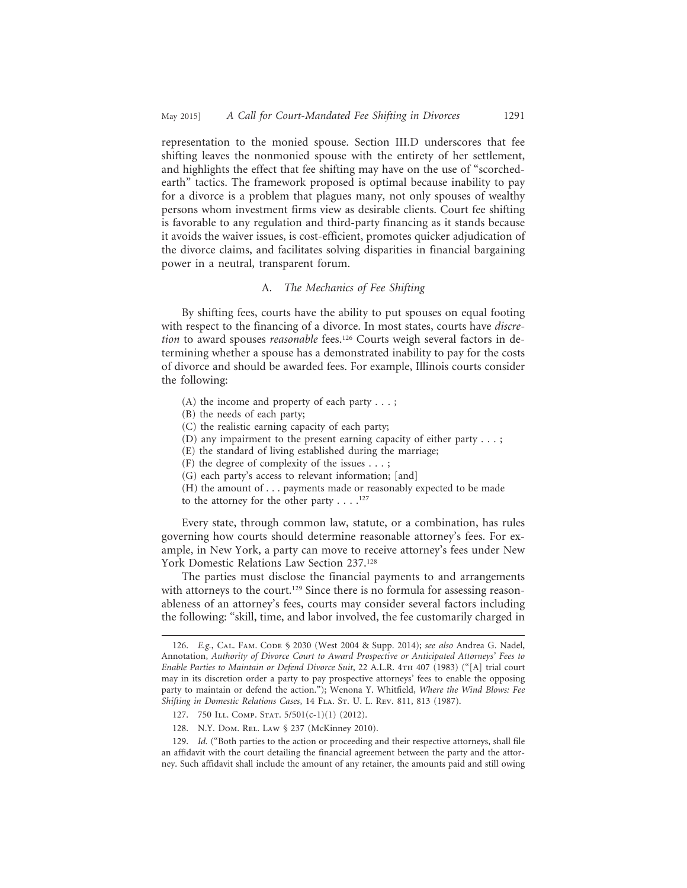representation to the monied spouse. Section III.D underscores that fee shifting leaves the nonmonied spouse with the entirety of her settlement, and highlights the effect that fee shifting may have on the use of "scorched-earth" tactics. The framework proposed is optimal because inability to pay for a divorce is a problem that plagues many, not only spouses of wealthy persons whom investment firms view as desirable clients. Court fee shifting is favorable to any regulation and third-party financing as it stands because it avoids the waiver issues, is cost-efficient, promotes quicker adjudication of the divorce claims, and facilitates solving disparities in financial bargaining power in a neutral, transparent forum.

### A. *The Mechanics of Fee Shifting*

By shifting fees, courts have the ability to put spouses on equal footing with respect to the financing of a divorce. In most states, courts have *discretion* to award spouses *reasonable* fees.[126] Courts weigh several factors in determining whether a spouse has a demonstrated inability to pay for the costs of divorce and should be awarded fees. For example, Illinois courts consider the following:

> (A) the income and property of each party . . . ;
> (B) the needs of each party;
> (C) the realistic earning capacity of each party;
> (D) any impairment to the present earning capacity of either party . . . ;
> (E) the standard of living established during the marriage;
> (F) the degree of complexity of the issues . . . ;
> (G) each party's access to relevant information; [and]
> (H) the amount of . . . payments made or reasonably expected to be made to the attorney for the other party . . . .[127]

Every state, through common law, statute, or a combination, has rules governing how courts should determine reasonable attorney's fees. For example, in New York, a party can move to receive attorney's fees under New York Domestic Relations Law Section 237.[128]

The parties must disclose the financial payments to and arrangements with attorneys to the court.[129] Since there is no formula for assessing reasonableness of an attorney's fees, courts may consider several factors including the following: "skill, time, and labor involved, the fee customarily charged in

---

126. *E.g.*, Cal. Fam. Code § 2030 (West 2004 & Supp. 2014); *see also* Andrea G. Nadel, Annotation, *Authority of Divorce Court to Award Prospective or Anticipated Attorneys' Fees to Enable Parties to Maintain or Defend Divorce Suit*, 22 A.L.R. 4th 407 (1983) ("[A] trial court may in its discretion order a party to pay prospective attorneys' fees to enable the opposing party to maintain or defend the action."); Wenona Y. Whitfield, *Where the Wind Blows: Fee Shifting in Domestic Relations Cases*, 14 Fla. St. U. L. Rev. 811, 813 (1987).

127. 750 Ill. Comp. Stat. 5/501(c-1)(1) (2012).

128. N.Y. Dom. Rel. Law § 237 (McKinney 2010).

129. *Id.* ("Both parties to the action or proceeding and their respective attorneys, shall file an affidavit with the court detailing the financial agreement between the party and the attorney. Such affidavit shall include the amount of any retainer, the amounts paid and still owing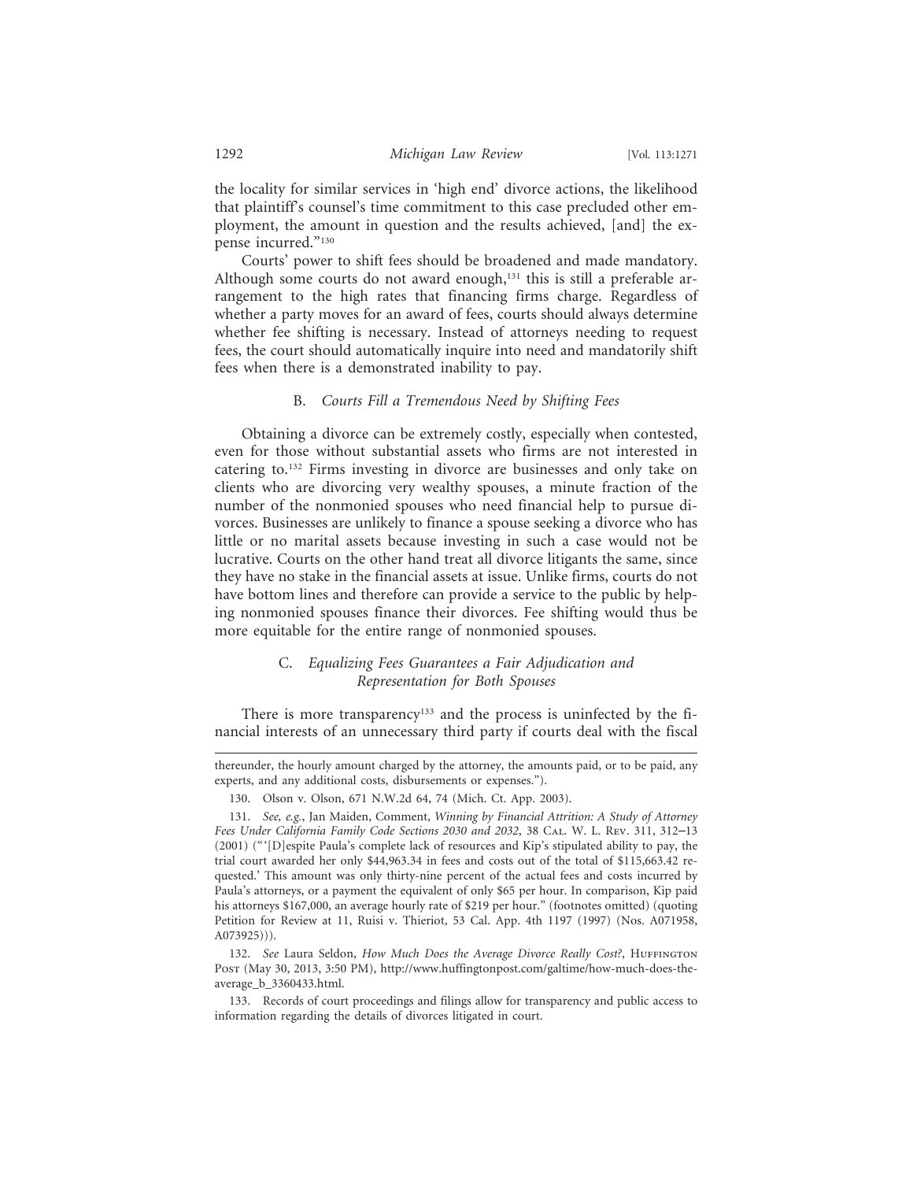the locality for similar services in 'high end' divorce actions, the likelihood that plaintiff's counsel's time commitment to this case precluded other employment, the amount in question and the results achieved, [and] the expense incurred."[130]

Courts' power to shift fees should be broadened and made mandatory. Although some courts do not award enough,[131] this is still a preferable arrangement to the high rates that financing firms charge. Regardless of whether a party moves for an award of fees, courts should always determine whether fee shifting is necessary. Instead of attorneys needing to request fees, the court should automatically inquire into need and mandatorily shift fees when there is a demonstrated inability to pay.

### B. *Courts Fill a Tremendous Need by Shifting Fees*

Obtaining a divorce can be extremely costly, especially when contested, even for those without substantial assets who firms are not interested in catering to.[132] Firms investing in divorce are businesses and only take on clients who are divorcing very wealthy spouses, a minute fraction of the number of the nonmonied spouses who need financial help to pursue divorces. Businesses are unlikely to finance a spouse seeking a divorce who has little or no marital assets because investing in such a case would not be lucrative. Courts on the other hand treat all divorce litigants the same, since they have no stake in the financial assets at issue. Unlike firms, courts do not have bottom lines and therefore can provide a service to the public by helping nonmonied spouses finance their divorces. Fee shifting would thus be more equitable for the entire range of nonmonied spouses.

### C. *Equalizing Fees Guarantees a Fair Adjudication and Representation for Both Spouses*

There is more transparency[133] and the process is uninfected by the financial interests of an unnecessary third party if courts deal with the fiscal

---

thereunder, the hourly amount charged by the attorney, the amounts paid, or to be paid, any experts, and any additional costs, disbursements or expenses.").

130. Olson v. Olson, 671 N.W.2d 64, 74 (Mich. Ct. App. 2003).

131. *See, e.g.*, Jan Maiden, Comment, *Winning by Financial Attrition: A Study of Attorney Fees Under California Family Code Sections 2030 and 2032*, 38 Cal. W. L. Rev. 311, 312–13 (2001) ("'[D]espite Paula's complete lack of resources and Kip's stipulated ability to pay, the trial court awarded her only $44,963.34 in fees and costs out of the total of $115,663.42 requested.' This amount was only thirty-nine percent of the actual fees and costs incurred by Paula's attorneys, or a payment the equivalent of only $65 per hour. In comparison, Kip paid his attorneys $167,000, an average hourly rate of $219 per hour." (footnotes omitted) (quoting Petition for Review at 11, Ruisi v. Thieriot, 53 Cal. App. 4th 1197 (1997) (Nos. A071958, A073925))).

132. *See* Laura Seldon, *How Much Does the Average Divorce Really Cost?*, Huffington Post (May 30, 2013, 3:50 PM), http://www.huffingtonpost.com/galtime/how-much-does-the-average_b_3360433.html.

133. Records of court proceedings and filings allow for transparency and public access to information regarding the details of divorces litigated in court.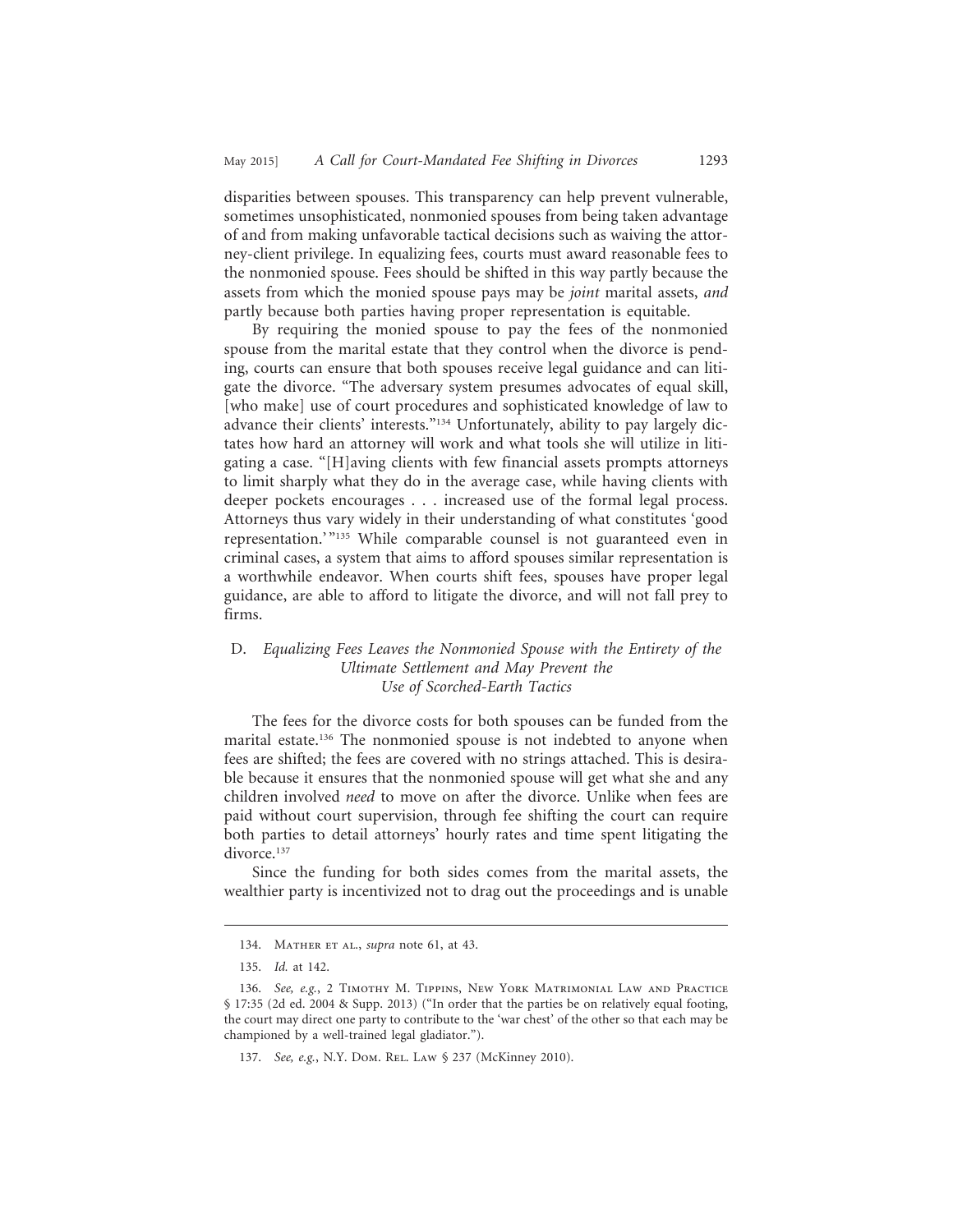disparities between spouses. This transparency can help prevent vulnerable, sometimes unsophisticated, nonmonied spouses from being taken advantage of and from making unfavorable tactical decisions such as waiving the attorney-client privilege. In equalizing fees, courts must award reasonable fees to the nonmonied spouse. Fees should be shifted in this way partly because the assets from which the monied spouse pays may be *joint* marital assets, *and* partly because both parties having proper representation is equitable.

By requiring the monied spouse to pay the fees of the nonmonied spouse from the marital estate that they control when the divorce is pending, courts can ensure that both spouses receive legal guidance and can litigate the divorce. "The adversary system presumes advocates of equal skill, [who make] use of court procedures and sophisticated knowledge of law to advance their clients' interests."[134] Unfortunately, ability to pay largely dictates how hard an attorney will work and what tools she will utilize in litigating a case. "[H]aving clients with few financial assets prompts attorneys to limit sharply what they do in the average case, while having clients with deeper pockets encourages . . . increased use of the formal legal process. Attorneys thus vary widely in their understanding of what constitutes 'good representation.'"[135] While comparable counsel is not guaranteed even in criminal cases, a system that aims to afford spouses similar representation is a worthwhile endeavor. When courts shift fees, spouses have proper legal guidance, are able to afford to litigate the divorce, and will not fall prey to firms.

### D. *Equalizing Fees Leaves the Nonmonied Spouse with the Entirety of the Ultimate Settlement and May Prevent the Use of Scorched-Earth Tactics*

The fees for the divorce costs for both spouses can be funded from the marital estate.[136] The nonmonied spouse is not indebted to anyone when fees are shifted; the fees are covered with no strings attached. This is desirable because it ensures that the nonmonied spouse will get what she and any children involved *need* to move on after the divorce. Unlike when fees are paid without court supervision, through fee shifting the court can require both parties to detail attorneys' hourly rates and time spent litigating the divorce.[137]

Since the funding for both sides comes from the marital assets, the wealthier party is incentivized not to drag out the proceedings and is unable

---

134. Mather et al., *supra* note 61, at 43.

135. *Id.* at 142.

136. *See, e.g.*, 2 Timothy M. Tippins, New York Matrimonial Law and Practice § 17:35 (2d ed. 2004 & Supp. 2013) ("In order that the parties be on relatively equal footing, the court may direct one party to contribute to the 'war chest' of the other so that each may be championed by a well-trained legal gladiator.").

137. *See, e.g.*, N.Y. Dom. Rel. Law § 237 (McKinney 2010).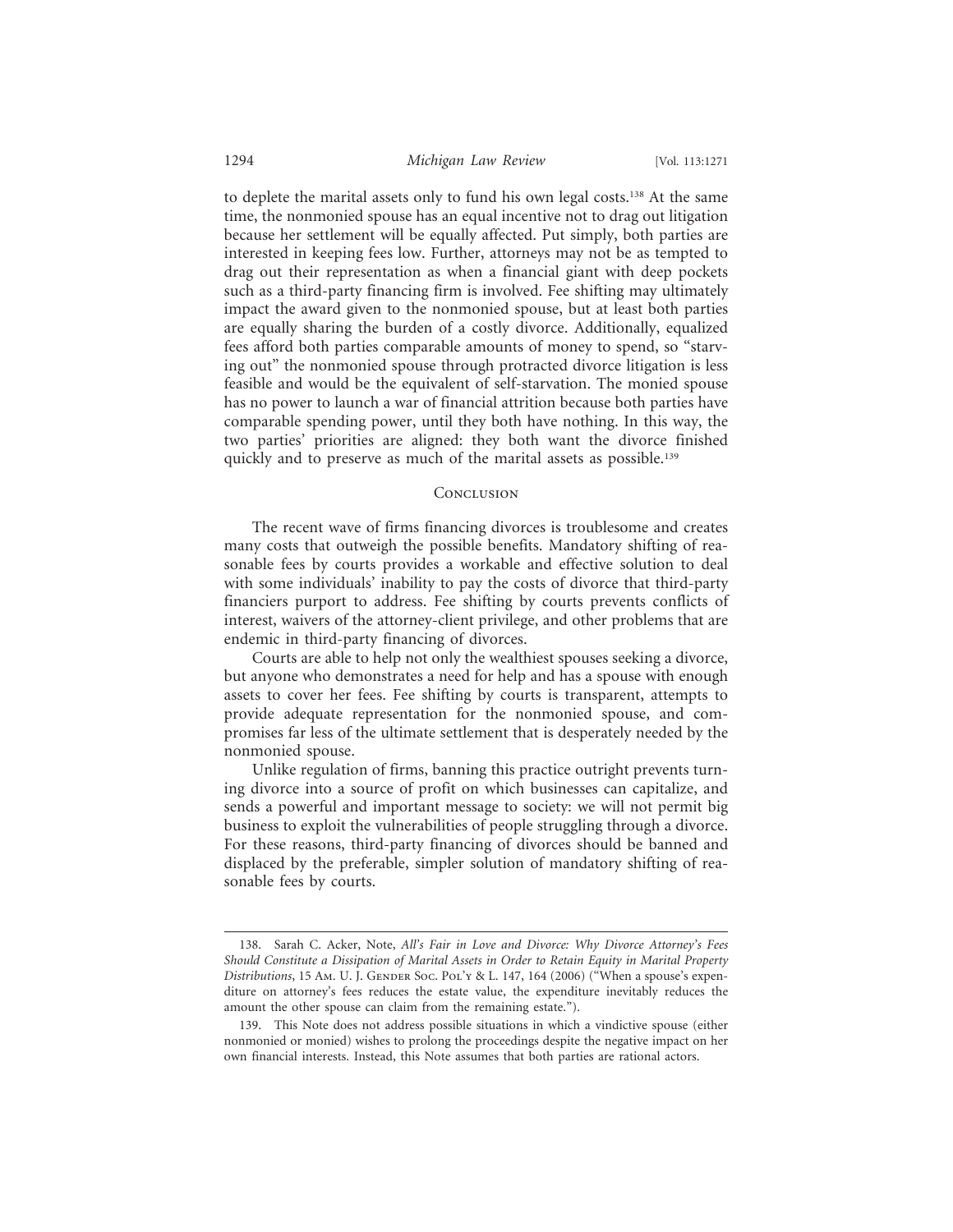to deplete the marital assets only to fund his own legal costs.[138] At the same time, the nonmonied spouse has an equal incentive not to drag out litigation because her settlement will be equally affected. Put simply, both parties are interested in keeping fees low. Further, attorneys may not be as tempted to drag out their representation as when a financial giant with deep pockets such as a third-party financing firm is involved. Fee shifting may ultimately impact the award given to the nonmonied spouse, but at least both parties are equally sharing the burden of a costly divorce. Additionally, equalized fees afford both parties comparable amounts of money to spend, so "starving out" the nonmonied spouse through protracted divorce litigation is less feasible and would be the equivalent of self-starvation. The monied spouse has no power to launch a war of financial attrition because both parties have comparable spending power, until they both have nothing. In this way, the two parties' priorities are aligned: they both want the divorce finished quickly and to preserve as much of the marital assets as possible.[139]

## Conclusion

The recent wave of firms financing divorces is troublesome and creates many costs that outweigh the possible benefits. Mandatory shifting of reasonable fees by courts provides a workable and effective solution to deal with some individuals' inability to pay the costs of divorce that third-party financiers purport to address. Fee shifting by courts prevents conflicts of interest, waivers of the attorney-client privilege, and other problems that are endemic in third-party financing of divorces.

Courts are able to help not only the wealthiest spouses seeking a divorce, but anyone who demonstrates a need for help and has a spouse with enough assets to cover her fees. Fee shifting by courts is transparent, attempts to provide adequate representation for the nonmonied spouse, and compromises far less of the ultimate settlement that is desperately needed by the nonmonied spouse.

Unlike regulation of firms, banning this practice outright prevents turning divorce into a source of profit on which businesses can capitalize, and sends a powerful and important message to society: we will not permit big business to exploit the vulnerabilities of people struggling through a divorce. For these reasons, third-party financing of divorces should be banned and displaced by the preferable, simpler solution of mandatory shifting of reasonable fees by courts.

---

138. Sarah C. Acker, Note, *All's Fair in Love and Divorce: Why Divorce Attorney's Fees Should Constitute a Dissipation of Marital Assets in Order to Retain Equity in Marital Property Distributions*, 15 Am. U. J. Gender Soc. Pol'y & L. 147, 164 (2006) ("When a spouse's expenditure on attorney's fees reduces the estate value, the expenditure inevitably reduces the amount the other spouse can claim from the remaining estate.").

139. This Note does not address possible situations in which a vindictive spouse (either nonmonied or monied) wishes to prolong the proceedings despite the negative impact on her own financial interests. Instead, this Note assumes that both parties are rational actors.